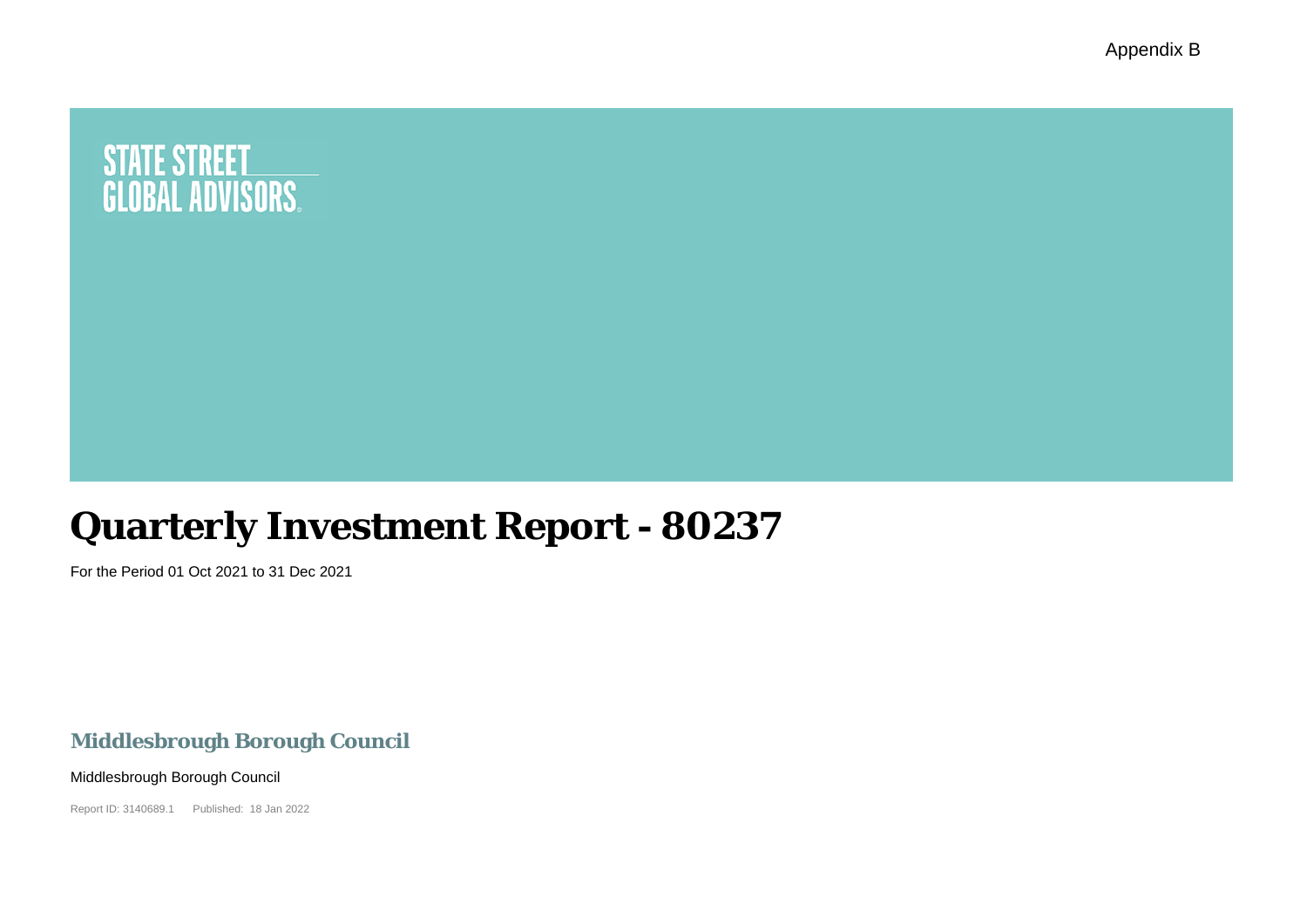Appendix B

STATE STREET GLOBAL ADVISORS

# Quarterly Investment Report - 80237

For the Period 01 Oct 2021 to 31 Dec 2021

## Middlesbrough Borough Council

Middlesbrough Borough Council

Report ID: 3140689.1 Published: 18 Jan 2022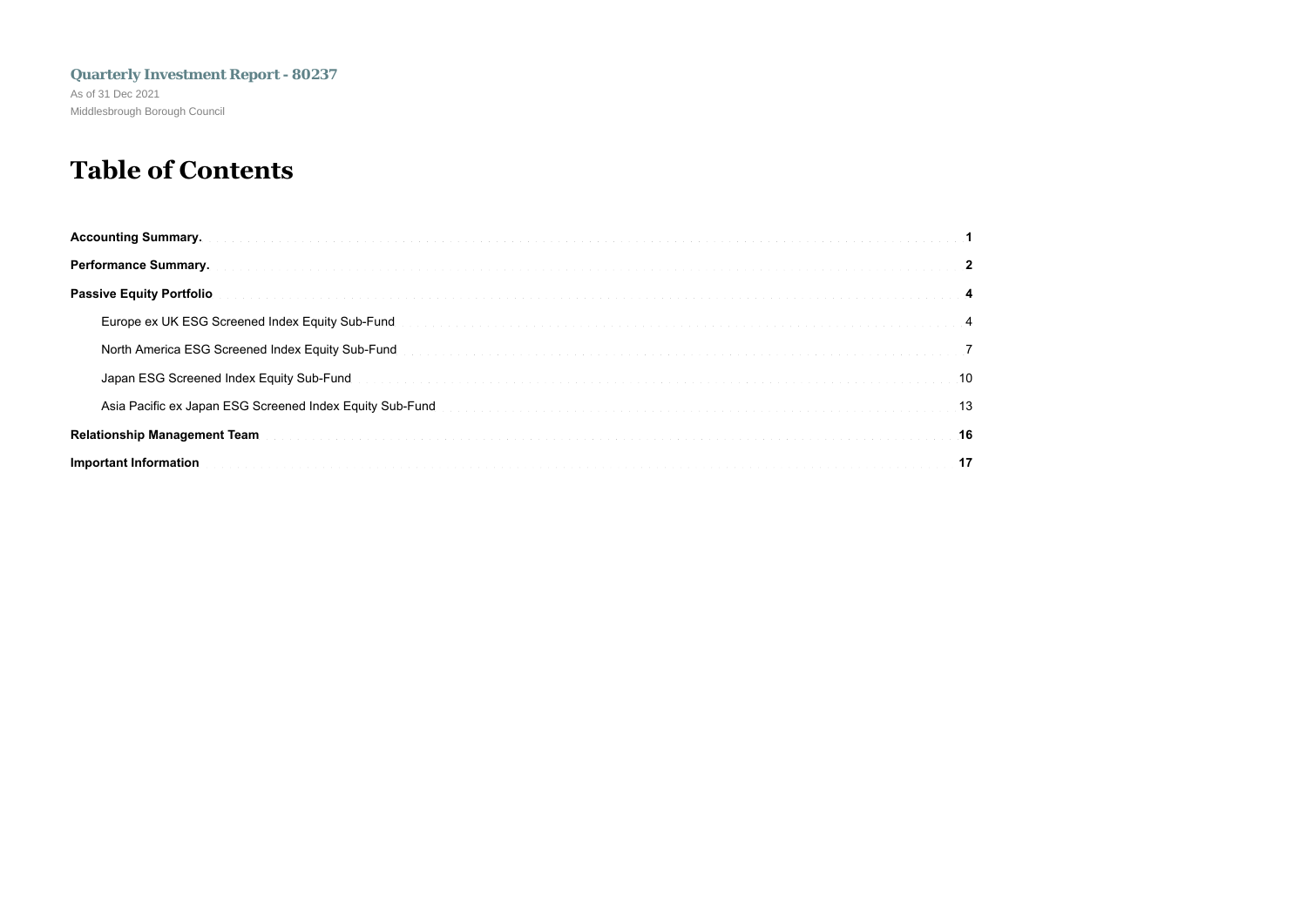**Quarterly Investment Report - 80237**

As of 31 Dec 2021

Middlesbrough Borough Council

# Table of Contents

| | |
|---|---|
| **Accounting Summary.** | **1** |
| **Performance Summary.** | **2** |
| **Passive Equity Portfolio** | **4** |
| Europe ex UK ESG Screened Index Equity Sub-Fund | 4 |
| North America ESG Screened Index Equity Sub-Fund | 7 |
| Japan ESG Screened Index Equity Sub-Fund | 10 |
| Asia Pacific ex Japan ESG Screened Index Equity Sub-Fund | 13 |
| **Relationship Management Team** | **16** |
| **Important Information** | **17** |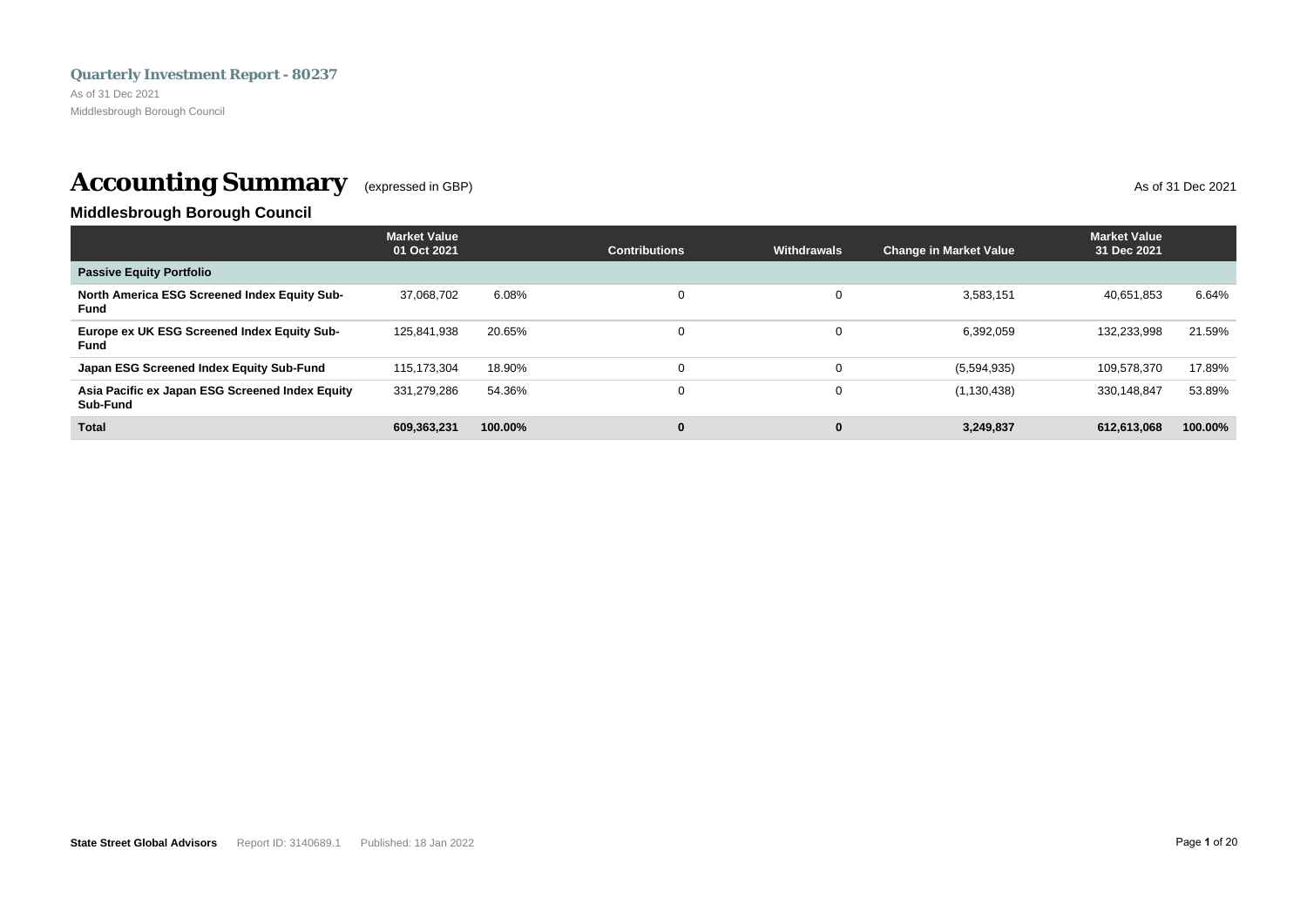**Quarterly Investment Report - 80237**

As of 31 Dec 2021

Middlesbrough Borough Council

# Accounting Summary (expressed in GBP)

As of 31 Dec 2021

## Middlesbrough Borough Council

| | Market Value 01 Oct 2021 | | Contributions | Withdrawals | Change in Market Value | Market Value 31 Dec 2021 | |
|---|---|---|---|---|---|---|---|
| **Passive Equity Portfolio** | | | | | | | |
| **North America ESG Screened Index Equity Sub-Fund** | 37,068,702 | 6.08% | 0 | 0 | 3,583,151 | 40,651,853 | 6.64% |
| **Europe ex UK ESG Screened Index Equity Sub-Fund** | 125,841,938 | 20.65% | 0 | 0 | 6,392,059 | 132,233,998 | 21.59% |
| **Japan ESG Screened Index Equity Sub-Fund** | 115,173,304 | 18.90% | 0 | 0 | (5,594,935) | 109,578,370 | 17.89% |
| **Asia Pacific ex Japan ESG Screened Index Equity Sub-Fund** | 331,279,286 | 54.36% | 0 | 0 | (1,130,438) | 330,148,847 | 53.89% |
| **Total** | **609,363,231** | **100.00%** | **0** | **0** | **3,249,837** | **612,613,068** | **100.00%** |

**State Street Global Advisors** Report ID: 3140689.1 Published: 18 Jan 2022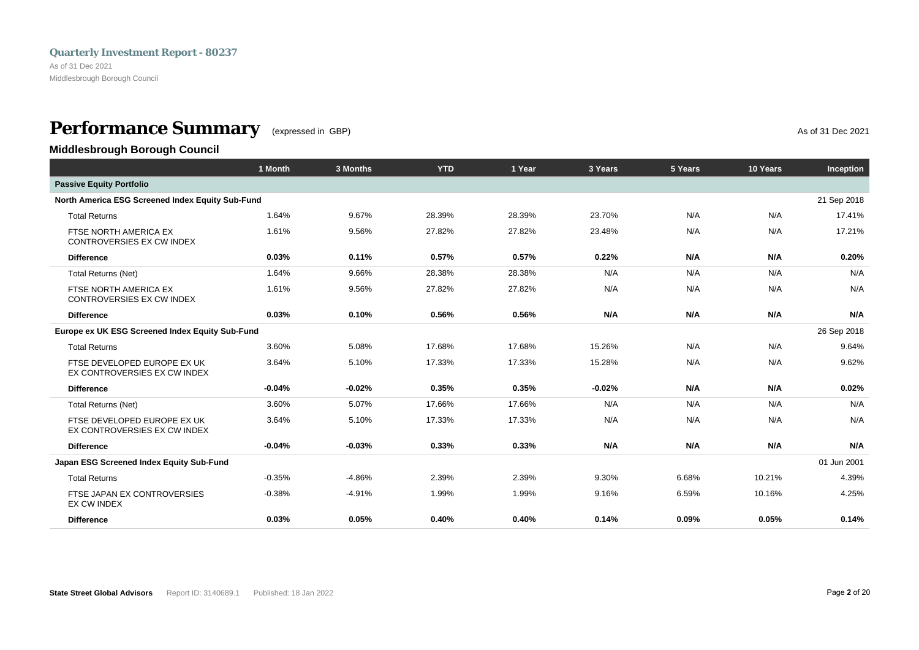**Quarterly Investment Report - 80237**
As of 31 Dec 2021
Middlesbrough Borough Council

# Performance Summary (expressed in GBP)

As of 31 Dec 2021

## Middlesbrough Borough Council

| | 1 Month | 3 Months | YTD | 1 Year | 3 Years | 5 Years | 10 Years | Inception |
|---|---|---|---|---|---|---|---|---|
| **Passive Equity Portfolio** | | | | | | | | |
| **North America ESG Screened Index Equity Sub-Fund** | | | | | | | | 21 Sep 2018 |
| Total Returns | 1.64% | 9.67% | 28.39% | 28.39% | 23.70% | N/A | N/A | 17.41% |
| FTSE NORTH AMERICA EX CONTROVERSIES EX CW INDEX | 1.61% | 9.56% | 27.82% | 27.82% | 23.48% | N/A | N/A | 17.21% |
| **Difference** | **0.03%** | **0.11%** | **0.57%** | **0.57%** | **0.22%** | **N/A** | **N/A** | **0.20%** |
| Total Returns (Net) | 1.64% | 9.66% | 28.38% | 28.38% | N/A | N/A | N/A | N/A |
| FTSE NORTH AMERICA EX CONTROVERSIES EX CW INDEX | 1.61% | 9.56% | 27.82% | 27.82% | N/A | N/A | N/A | N/A |
| **Difference** | **0.03%** | **0.10%** | **0.56%** | **0.56%** | **N/A** | **N/A** | **N/A** | **N/A** |
| **Europe ex UK ESG Screened Index Equity Sub-Fund** | | | | | | | | 26 Sep 2018 |
| Total Returns | 3.60% | 5.08% | 17.68% | 17.68% | 15.26% | N/A | N/A | 9.64% |
| FTSE DEVELOPED EUROPE EX UK EX CONTROVERSIES EX CW INDEX | 3.64% | 5.10% | 17.33% | 17.33% | 15.28% | N/A | N/A | 9.62% |
| **Difference** | **-0.04%** | **-0.02%** | **0.35%** | **0.35%** | **-0.02%** | **N/A** | **N/A** | **0.02%** |
| Total Returns (Net) | 3.60% | 5.07% | 17.66% | 17.66% | N/A | N/A | N/A | N/A |
| FTSE DEVELOPED EUROPE EX UK EX CONTROVERSIES EX CW INDEX | 3.64% | 5.10% | 17.33% | 17.33% | N/A | N/A | N/A | N/A |
| **Difference** | **-0.04%** | **-0.03%** | **0.33%** | **0.33%** | **N/A** | **N/A** | **N/A** | **N/A** |
| **Japan ESG Screened Index Equity Sub-Fund** | | | | | | | | 01 Jun 2001 |
| Total Returns | -0.35% | -4.86% | 2.39% | 2.39% | 9.30% | 6.68% | 10.21% | 4.39% |
| FTSE JAPAN EX CONTROVERSIES EX CW INDEX | -0.38% | -4.91% | 1.99% | 1.99% | 9.16% | 6.59% | 10.16% | 4.25% |
| **Difference** | **0.03%** | **0.05%** | **0.40%** | **0.40%** | **0.14%** | **0.09%** | **0.05%** | **0.14%** |

**State Street Global Advisors** Report ID: 3140689.1 Published: 18 Jan 2022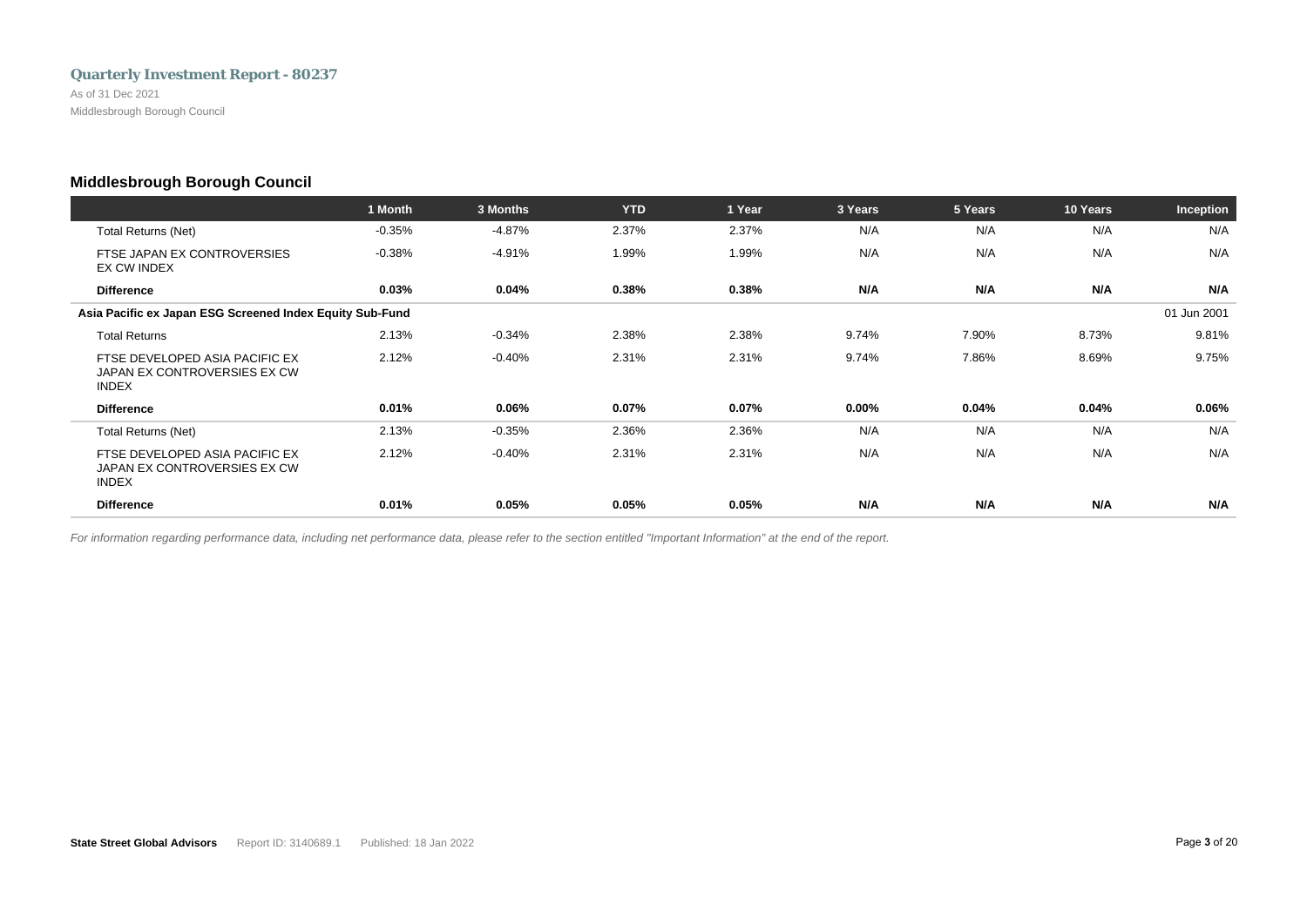## Middlesbrough Borough Council

| | 1 Month | 3 Months | YTD | 1 Year | 3 Years | 5 Years | 10 Years | Inception |
|---|---|---|---|---|---|---|---|---|
| Total Returns (Net) | -0.35% | -4.87% | 2.37% | 2.37% | N/A | N/A | N/A | N/A |
| FTSE JAPAN EX CONTROVERSIES EX CW INDEX | -0.38% | -4.91% | 1.99% | 1.99% | N/A | N/A | N/A | N/A |
| **Difference** | **0.03%** | **0.04%** | **0.38%** | **0.38%** | **N/A** | **N/A** | **N/A** | **N/A** |
| **Asia Pacific ex Japan ESG Screened Index Equity Sub-Fund** | | | | | | | | 01 Jun 2001 |
| Total Returns | 2.13% | -0.34% | 2.38% | 2.38% | 9.74% | 7.90% | 8.73% | 9.81% |
| FTSE DEVELOPED ASIA PACIFIC EX JAPAN EX CONTROVERSIES EX CW INDEX | 2.12% | -0.40% | 2.31% | 2.31% | 9.74% | 7.86% | 8.69% | 9.75% |
| **Difference** | **0.01%** | **0.06%** | **0.07%** | **0.07%** | **0.00%** | **0.04%** | **0.04%** | **0.06%** |
| Total Returns (Net) | 2.13% | -0.35% | 2.36% | 2.36% | N/A | N/A | N/A | N/A |
| FTSE DEVELOPED ASIA PACIFIC EX JAPAN EX CONTROVERSIES EX CW INDEX | 2.12% | -0.40% | 2.31% | 2.31% | N/A | N/A | N/A | N/A |
| **Difference** | **0.01%** | **0.05%** | **0.05%** | **0.05%** | **N/A** | **N/A** | **N/A** | **N/A** |

*For information regarding performance data, including net performance data, please refer to the section entitled "Important Information" at the end of the report.*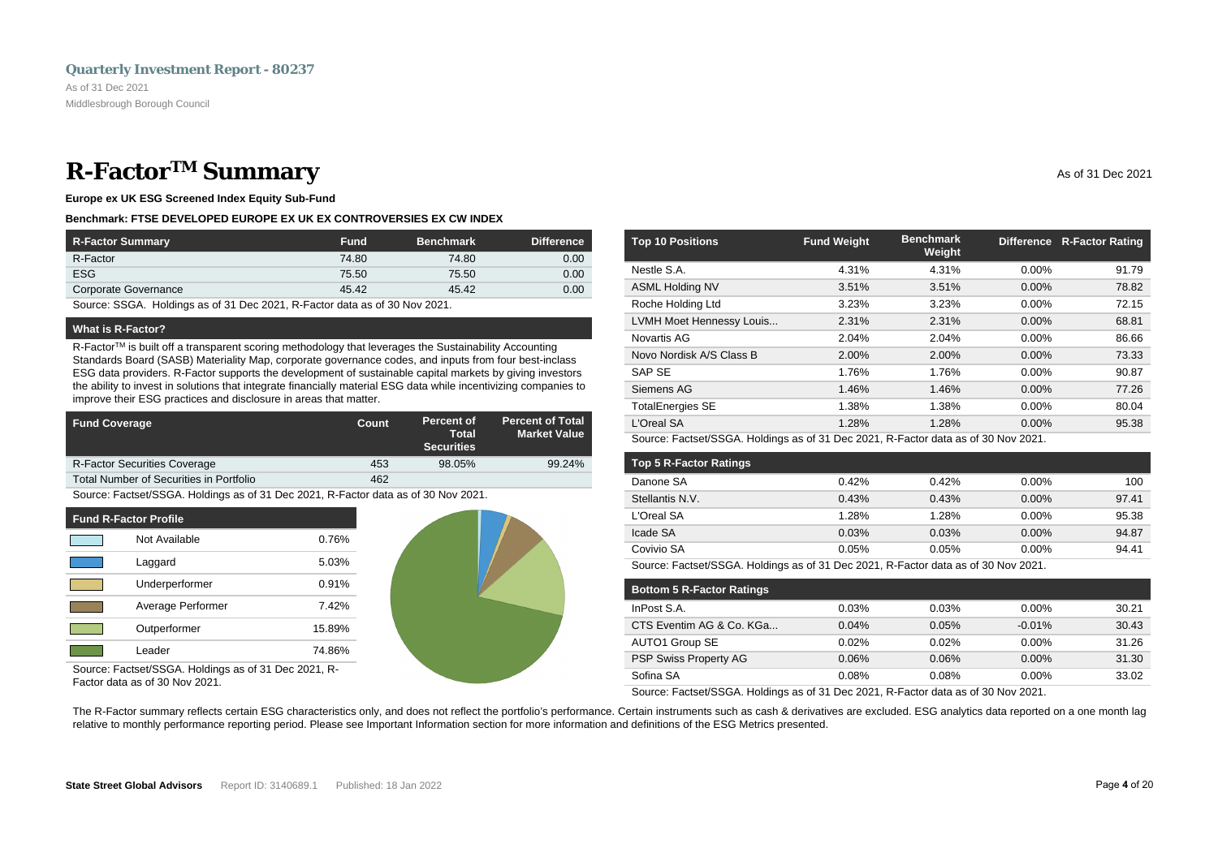# R-Factor™ Summary

As of 31 Dec 2021

**Europe ex UK ESG Screened Index Equity Sub-Fund**

**Benchmark: FTSE DEVELOPED EUROPE EX UK EX CONTROVERSIES EX CW INDEX**

| R-Factor Summary | Fund | Benchmark | Difference |
|---|---|---|---|
| R-Factor | 74.80 | 74.80 | 0.00 |
| ESG | 75.50 | 75.50 | 0.00 |
| Corporate Governance | 45.42 | 45.42 | 0.00 |

Source: SSGA. Holdings as of 31 Dec 2021, R-Factor data as of 30 Nov 2021.

### What is R-Factor?

R-Factor™ is built off a transparent scoring methodology that leverages the Sustainability Accounting Standards Board (SASB) Materiality Map, corporate governance codes, and inputs from four best-inclass ESG data providers. R-Factor supports the development of sustainable capital markets by giving investors the ability to invest in solutions that integrate financially material ESG data while incentivizing companies to improve their ESG practices and disclosure in areas that matter.

| Fund Coverage | Count | Percent of Total Securities | Percent of Total Market Value |
|---|---|---|---|
| R-Factor Securities Coverage | 453 | 98.05% | 99.24% |
| Total Number of Securities in Portfolio | 462 | | |

Source: Factset/SSGA. Holdings as of 31 Dec 2021, R-Factor data as of 30 Nov 2021.

| Fund R-Factor Profile | |
|---|---|
| Not Available | 0.76% |
| Laggard | 5.03% |
| Underperformer | 0.91% |
| Average Performer | 7.42% |
| Outperformer | 15.89% |
| Leader | 74.86% |

Source: Factset/SSGA. Holdings as of 31 Dec 2021, R-Factor data as of 30 Nov 2021.

| Top 10 Positions | Fund Weight | Benchmark Weight | Difference | R-Factor Rating |
|---|---|---|---|---|
| Nestle S.A. | 4.31% | 4.31% | 0.00% | 91.79 |
| ASML Holding NV | 3.51% | 3.51% | 0.00% | 78.82 |
| Roche Holding Ltd | 3.23% | 3.23% | 0.00% | 72.15 |
| LVMH Moet Hennessy Louis... | 2.31% | 2.31% | 0.00% | 68.81 |
| Novartis AG | 2.04% | 2.04% | 0.00% | 86.66 |
| Novo Nordisk A/S Class B | 2.00% | 2.00% | 0.00% | 73.33 |
| SAP SE | 1.76% | 1.76% | 0.00% | 90.87 |
| Siemens AG | 1.46% | 1.46% | 0.00% | 77.26 |
| TotalEnergies SE | 1.38% | 1.38% | 0.00% | 80.04 |
| L'Oreal SA | 1.28% | 1.28% | 0.00% | 95.38 |

Source: Factset/SSGA. Holdings as of 31 Dec 2021, R-Factor data as of 30 Nov 2021.

| Top 5 R-Factor Ratings | | | | |
|---|---|---|---|---|
| Danone SA | 0.42% | 0.42% | 0.00% | 100 |
| Stellantis N.V. | 0.43% | 0.43% | 0.00% | 97.41 |
| L'Oreal SA | 1.28% | 1.28% | 0.00% | 95.38 |
| Icade SA | 0.03% | 0.03% | 0.00% | 94.87 |
| Covivio SA | 0.05% | 0.05% | 0.00% | 94.41 |

Source: Factset/SSGA. Holdings as of 31 Dec 2021, R-Factor data as of 30 Nov 2021.

| Bottom 5 R-Factor Ratings | | | | |
|---|---|---|---|---|
| InPost S.A. | 0.03% | 0.03% | 0.00% | 30.21 |
| CTS Eventim AG & Co. KGa... | 0.04% | 0.05% | -0.01% | 30.43 |
| AUTO1 Group SE | 0.02% | 0.02% | 0.00% | 31.26 |
| PSP Swiss Property AG | 0.06% | 0.06% | 0.00% | 31.30 |
| Sofina SA | 0.08% | 0.08% | 0.00% | 33.02 |

Source: Factset/SSGA. Holdings as of 31 Dec 2021, R-Factor data as of 30 Nov 2021.

The R-Factor summary reflects certain ESG characteristics only, and does not reflect the portfolio's performance. Certain instruments such as cash & derivatives are excluded. ESG analytics data reported on a one month lag relative to monthly performance reporting period. Please see Important Information section for more information and definitions of the ESG Metrics presented.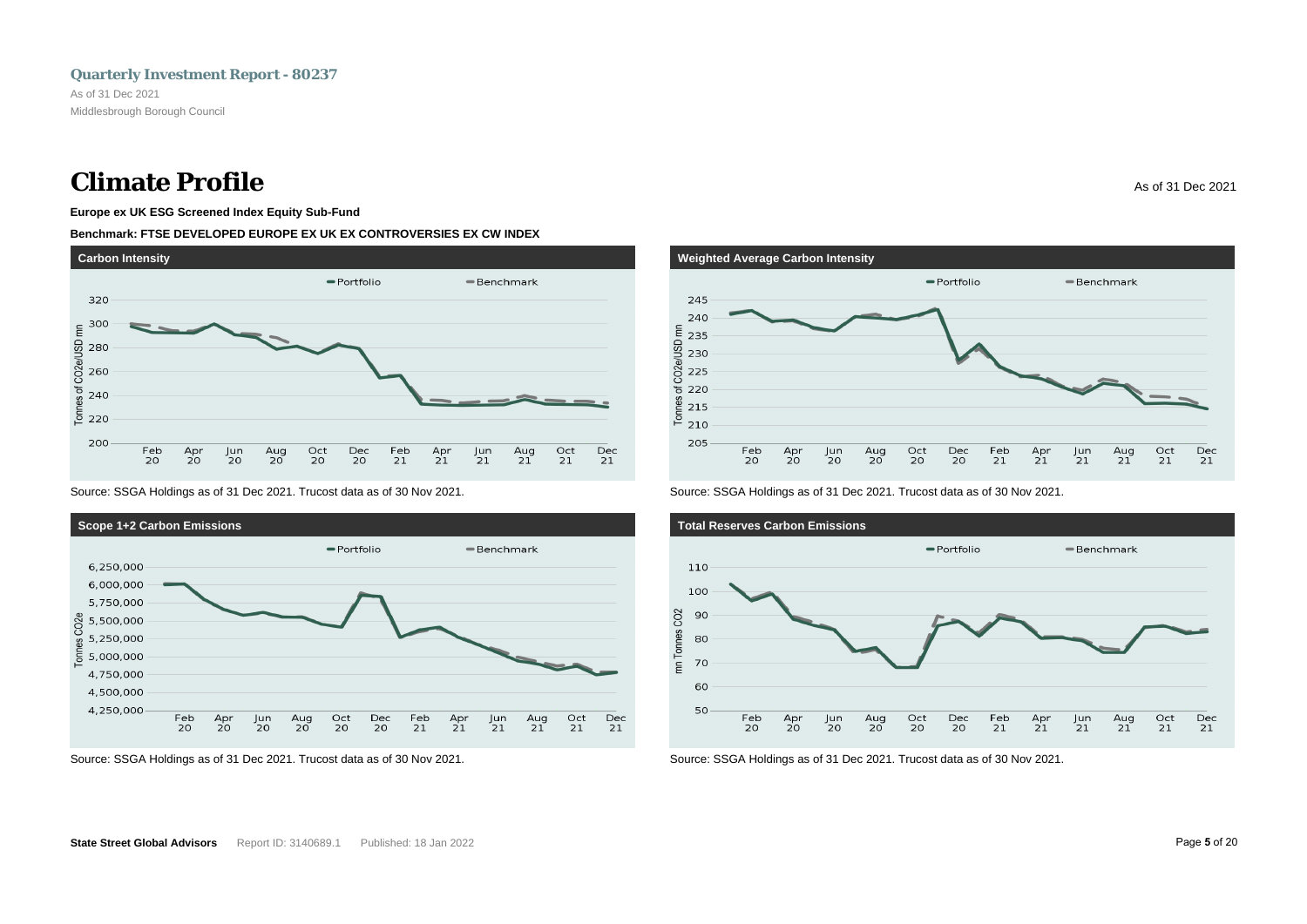# Climate Profile

As of 31 Dec 2021

**Europe ex UK ESG Screened Index Equity Sub-Fund**

**Benchmark: FTSE DEVELOPED EUROPE EX UK EX CONTROVERSIES EX CW INDEX**

## Carbon Intensity

Source: SSGA Holdings as of 31 Dec 2021. Trucost data as of 30 Nov 2021.

## Weighted Average Carbon Intensity

Source: SSGA Holdings as of 31 Dec 2021. Trucost data as of 30 Nov 2021.

## Scope 1+2 Carbon Emissions

Source: SSGA Holdings as of 31 Dec 2021. Trucost data as of 30 Nov 2021.

## Total Reserves Carbon Emissions

Source: SSGA Holdings as of 31 Dec 2021. Trucost data as of 30 Nov 2021.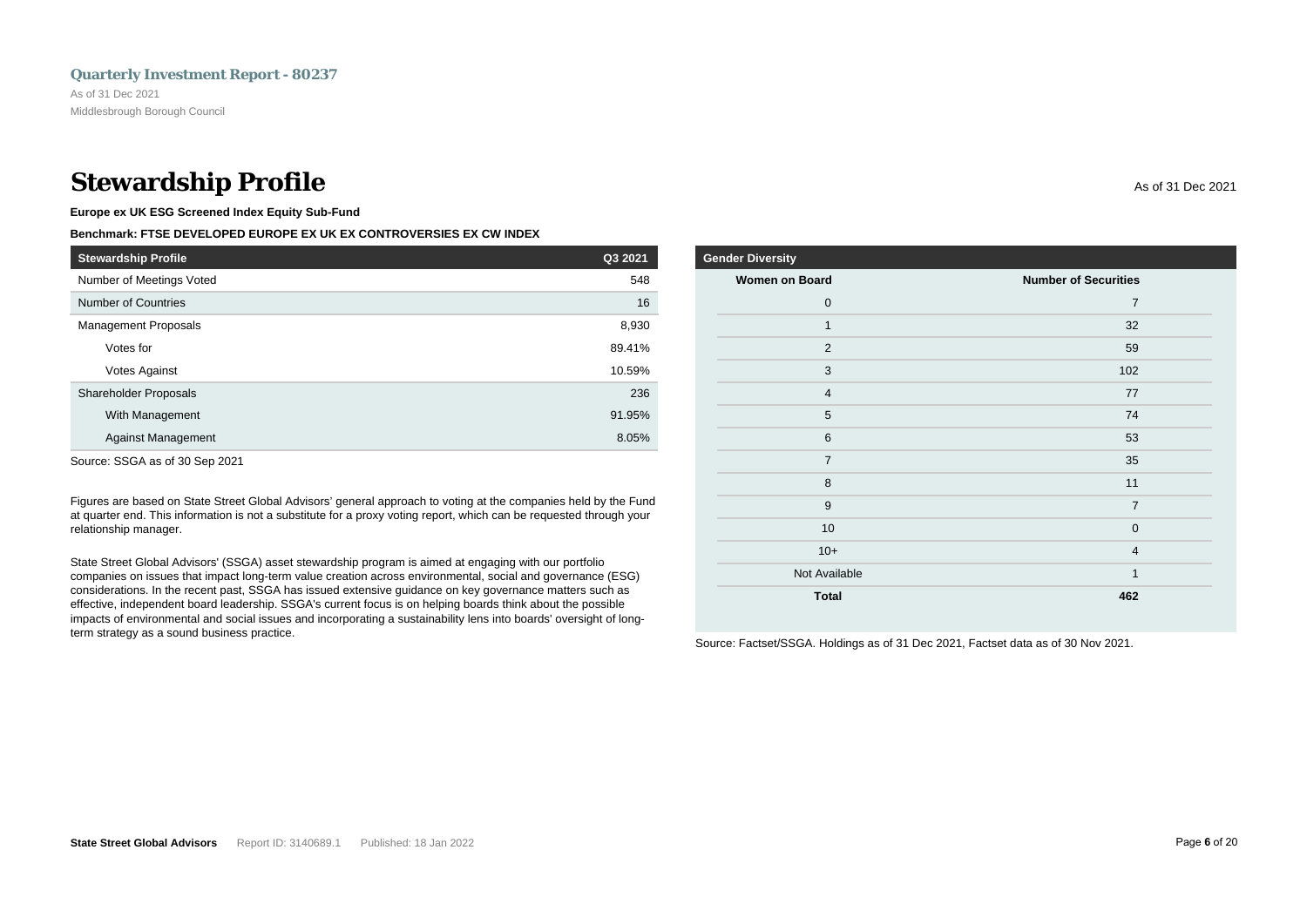# Stewardship Profile

As of 31 Dec 2021

**Europe ex UK ESG Screened Index Equity Sub-Fund**

**Benchmark: FTSE DEVELOPED EUROPE EX UK EX CONTROVERSIES EX CW INDEX**

| Stewardship Profile | Q3 2021 |
|---|---|
| Number of Meetings Voted | 548 |
| Number of Countries | 16 |
| Management Proposals | 8,930 |
| Votes for | 89.41% |
| Votes Against | 10.59% |
| Shareholder Proposals | 236 |
| With Management | 91.95% |
| Against Management | 8.05% |

Source: SSGA as of 30 Sep 2021

Figures are based on State Street Global Advisors' general approach to voting at the companies held by the Fund at quarter end. This information is not a substitute for a proxy voting report, which can be requested through your relationship manager.

State Street Global Advisors' (SSGA) asset stewardship program is aimed at engaging with our portfolio companies on issues that impact long-term value creation across environmental, social and governance (ESG) considerations. In the recent past, SSGA has issued extensive guidance on key governance matters such as effective, independent board leadership. SSGA's current focus is on helping boards think about the possible impacts of environmental and social issues and incorporating a sustainability lens into boards' oversight of long-term strategy as a sound business practice.

**Gender Diversity**

| Women on Board | Number of Securities |
|---|---|
| 0 | 7 |
| 1 | 32 |
| 2 | 59 |
| 3 | 102 |
| 4 | 77 |
| 5 | 74 |
| 6 | 53 |
| 7 | 35 |
| 8 | 11 |
| 9 | 7 |
| 10 | 0 |
| 10+ | 4 |
| Not Available | 1 |
| **Total** | **462** |

Source: Factset/SSGA. Holdings as of 31 Dec 2021, Factset data as of 30 Nov 2021.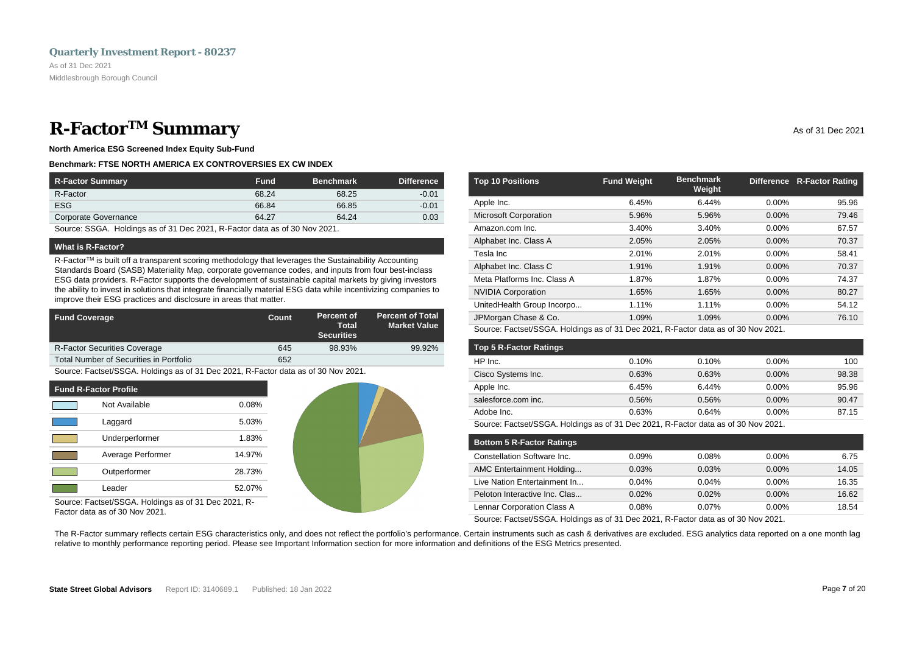Quarterly Investment Report - 80237

As of 31 Dec 2021

Middlesbrough Borough Council

# R-Factor™ Summary

As of 31 Dec 2021

**North America ESG Screened Index Equity Sub-Fund**

**Benchmark: FTSE NORTH AMERICA EX CONTROVERSIES EX CW INDEX**

| R-Factor Summary | Fund | Benchmark | Difference |
|---|---|---|---|
| R-Factor | 68.24 | 68.25 | -0.01 |
| ESG | 66.84 | 66.85 | -0.01 |
| Corporate Governance | 64.27 | 64.24 | 0.03 |

Source: SSGA. Holdings as of 31 Dec 2021, R-Factor data as of 30 Nov 2021.

### What is R-Factor?

R-Factor™ is built off a transparent scoring methodology that leverages the Sustainability Accounting Standards Board (SASB) Materiality Map, corporate governance codes, and inputs from four best-inclass ESG data providers. R-Factor supports the development of sustainable capital markets by giving investors the ability to invest in solutions that integrate financially material ESG data while incentivizing companies to improve their ESG practices and disclosure in areas that matter.

| Fund Coverage | Count | Percent of Total Securities | Percent of Total Market Value |
|---|---|---|---|
| R-Factor Securities Coverage | 645 | 98.93% | 99.92% |
| Total Number of Securities in Portfolio | 652 | | |

Source: Factset/SSGA. Holdings as of 31 Dec 2021, R-Factor data as of 30 Nov 2021.

| Fund R-Factor Profile | |
|---|---|
| Not Available | 0.08% |
| Laggard | 5.03% |
| Underperformer | 1.83% |
| Average Performer | 14.97% |
| Outperformer | 28.73% |
| Leader | 52.07% |

Source: Factset/SSGA. Holdings as of 31 Dec 2021, R-Factor data as of 30 Nov 2021.

| Top 10 Positions | Fund Weight | Benchmark Weight | Difference | R-Factor Rating |
|---|---|---|---|---|
| Apple Inc. | 6.45% | 6.44% | 0.00% | 95.96 |
| Microsoft Corporation | 5.96% | 5.96% | 0.00% | 79.46 |
| Amazon.com Inc. | 3.40% | 3.40% | 0.00% | 67.57 |
| Alphabet Inc. Class A | 2.05% | 2.05% | 0.00% | 70.37 |
| Tesla Inc | 2.01% | 2.01% | 0.00% | 58.41 |
| Alphabet Inc. Class C | 1.91% | 1.91% | 0.00% | 70.37 |
| Meta Platforms Inc. Class A | 1.87% | 1.87% | 0.00% | 74.37 |
| NVIDIA Corporation | 1.65% | 1.65% | 0.00% | 80.27 |
| UnitedHealth Group Incorpo... | 1.11% | 1.11% | 0.00% | 54.12 |
| JPMorgan Chase & Co. | 1.09% | 1.09% | 0.00% | 76.10 |

Source: Factset/SSGA. Holdings as of 31 Dec 2021, R-Factor data as of 30 Nov 2021.

| Top 5 R-Factor Ratings | | | | |
|---|---|---|---|---|
| HP Inc. | 0.10% | 0.10% | 0.00% | 100 |
| Cisco Systems Inc. | 0.63% | 0.63% | 0.00% | 98.38 |
| Apple Inc. | 6.45% | 6.44% | 0.00% | 95.96 |
| salesforce.com inc. | 0.56% | 0.56% | 0.00% | 90.47 |
| Adobe Inc. | 0.63% | 0.64% | 0.00% | 87.15 |

Source: Factset/SSGA. Holdings as of 31 Dec 2021, R-Factor data as of 30 Nov 2021.

| Bottom 5 R-Factor Ratings | | | | |
|---|---|---|---|---|
| Constellation Software Inc. | 0.09% | 0.08% | 0.00% | 6.75 |
| AMC Entertainment Holding... | 0.03% | 0.03% | 0.00% | 14.05 |
| Live Nation Entertainment In... | 0.04% | 0.04% | 0.00% | 16.35 |
| Peloton Interactive Inc. Clas... | 0.02% | 0.02% | 0.00% | 16.62 |
| Lennar Corporation Class A | 0.08% | 0.07% | 0.00% | 18.54 |

Source: Factset/SSGA. Holdings as of 31 Dec 2021, R-Factor data as of 30 Nov 2021.

The R-Factor summary reflects certain ESG characteristics only, and does not reflect the portfolio's performance. Certain instruments such as cash & derivatives are excluded. ESG analytics data reported on a one month lag relative to monthly performance reporting period. Please see Important Information section for more information and definitions of the ESG Metrics presented.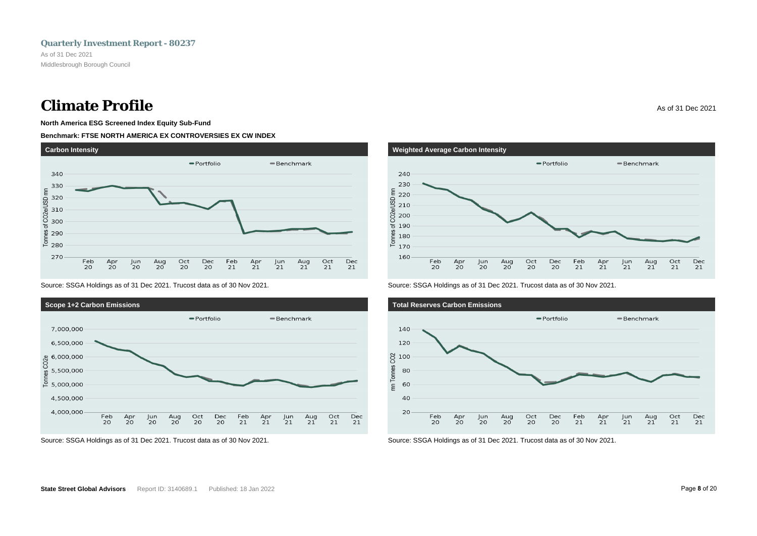# Climate Profile

As of 31 Dec 2021

**North America ESG Screened Index Equity Sub-Fund**

**Benchmark: FTSE NORTH AMERICA EX CONTROVERSIES EX CW INDEX**

### Carbon Intensity

Portfolio | Benchmark

Tonnes of $CO_2e$/USD mn

Source: SSGA Holdings as of 31 Dec 2021. Trucost data as of 30 Nov 2021.

### Weighted Average Carbon Intensity

Portfolio | Benchmark

Tonnes of $CO_2e$/USD mn

Source: SSGA Holdings as of 31 Dec 2021. Trucost data as of 30 Nov 2021.

### Scope 1+2 Carbon Emissions

Portfolio | Benchmark

Tonnes $CO_2e$

Source: SSGA Holdings as of 31 Dec 2021. Trucost data as of 30 Nov 2021.

### Total Reserves Carbon Emissions

Portfolio | Benchmark

mn Tonnes $CO_2$

Source: SSGA Holdings as of 31 Dec 2021. Trucost data as of 30 Nov 2021.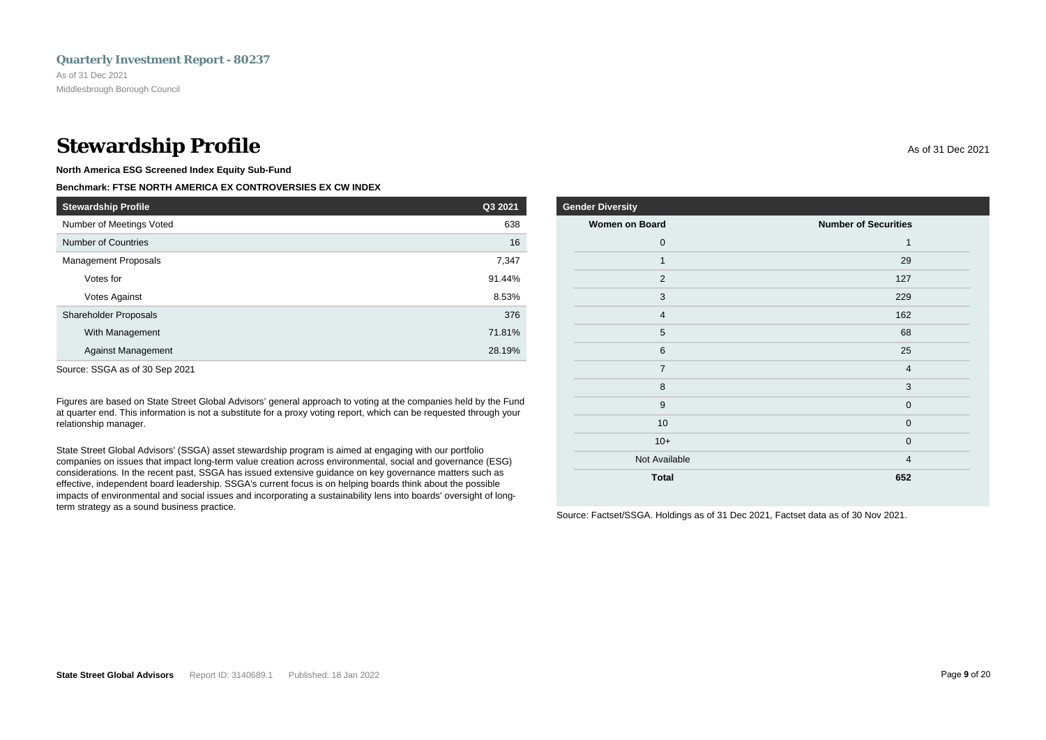# Stewardship Profile

As of 31 Dec 2021

**North America ESG Screened Index Equity Sub-Fund**

**Benchmark: FTSE NORTH AMERICA EX CONTROVERSIES EX CW INDEX**

| Stewardship Profile | Q3 2021 |
|---|---|
| Number of Meetings Voted | 638 |
| Number of Countries | 16 |
| Management Proposals | 7,347 |
| Votes for | 91.44% |
| Votes Against | 8.53% |
| Shareholder Proposals | 376 |
| With Management | 71.81% |
| Against Management | 28.19% |

Source: SSGA as of 30 Sep 2021

Figures are based on State Street Global Advisors' general approach to voting at the companies held by the Fund at quarter end. This information is not a substitute for a proxy voting report, which can be requested through your relationship manager.

State Street Global Advisors' (SSGA) asset stewardship program is aimed at engaging with our portfolio companies on issues that impact long-term value creation across environmental, social and governance (ESG) considerations. In the recent past, SSGA has issued extensive guidance on key governance matters such as effective, independent board leadership. SSGA's current focus is on helping boards think about the possible impacts of environmental and social issues and incorporating a sustainability lens into boards' oversight of long-term strategy as a sound business practice.

**Gender Diversity**

| Women on Board | Number of Securities |
|---|---|
| 0 | 1 |
| 1 | 29 |
| 2 | 127 |
| 3 | 229 |
| 4 | 162 |
| 5 | 68 |
| 6 | 25 |
| 7 | 4 |
| 8 | 3 |
| 9 | 0 |
| 10 | 0 |
| 10+ | 0 |
| Not Available | 4 |
| **Total** | **652** |

Source: Factset/SSGA. Holdings as of 31 Dec 2021, Factset data as of 30 Nov 2021.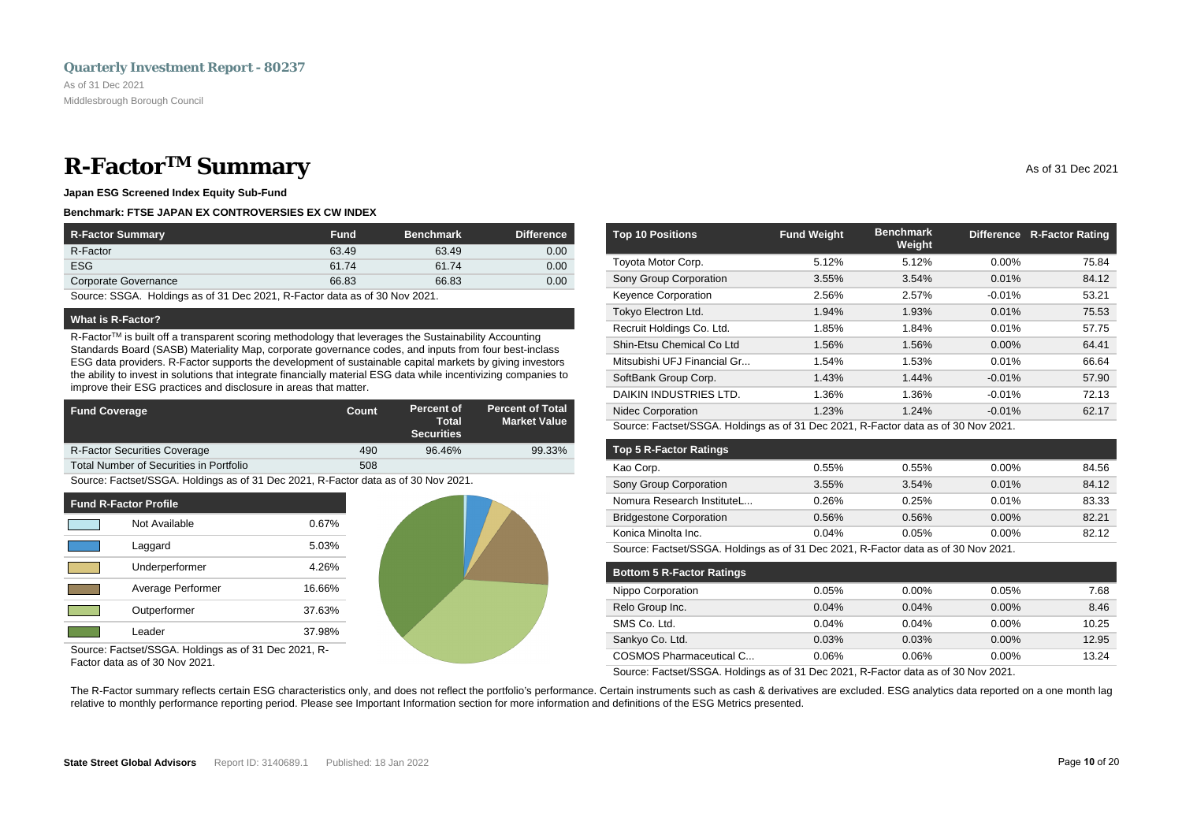Quarterly Investment Report - 80237

As of 31 Dec 2021

Middlesbrough Borough Council

# R-Factor™ Summary

As of 31 Dec 2021

**Japan ESG Screened Index Equity Sub-Fund**

**Benchmark: FTSE JAPAN EX CONTROVERSIES EX CW INDEX**

| R-Factor Summary | Fund | Benchmark | Difference |
|---|---|---|---|
| R-Factor | 63.49 | 63.49 | 0.00 |
| ESG | 61.74 | 61.74 | 0.00 |
| Corporate Governance | 66.83 | 66.83 | 0.00 |

Source: SSGA. Holdings as of 31 Dec 2021, R-Factor data as of 30 Nov 2021.

### What is R-Factor?

R-Factor™ is built off a transparent scoring methodology that leverages the Sustainability Accounting Standards Board (SASB) Materiality Map, corporate governance codes, and inputs from four best-inclass ESG data providers. R-Factor supports the development of sustainable capital markets by giving investors the ability to invest in solutions that integrate financially material ESG data while incentivizing companies to improve their ESG practices and disclosure in areas that matter.

| Fund Coverage | Count | Percent of Total Securities | Percent of Total Market Value |
|---|---|---|---|
| R-Factor Securities Coverage | 490 | 96.46% | 99.33% |
| Total Number of Securities in Portfolio | 508 | | |

Source: Factset/SSGA. Holdings as of 31 Dec 2021, R-Factor data as of 30 Nov 2021.

| Fund R-Factor Profile | |
|---|---|
| Not Available | 0.67% |
| Laggard | 5.03% |
| Underperformer | 4.26% |
| Average Performer | 16.66% |
| Outperformer | 37.63% |
| Leader | 37.98% |

Source: Factset/SSGA. Holdings as of 31 Dec 2021, R-Factor data as of 30 Nov 2021.

| Top 10 Positions | Fund Weight | Benchmark Weight | Difference | R-Factor Rating |
|---|---|---|---|---|
| Toyota Motor Corp. | 5.12% | 5.12% | 0.00% | 75.84 |
| Sony Group Corporation | 3.55% | 3.54% | 0.01% | 84.12 |
| Keyence Corporation | 2.56% | 2.57% | -0.01% | 53.21 |
| Tokyo Electron Ltd. | 1.94% | 1.93% | 0.01% | 75.53 |
| Recruit Holdings Co. Ltd. | 1.85% | 1.84% | 0.01% | 57.75 |
| Shin-Etsu Chemical Co Ltd | 1.56% | 1.56% | 0.00% | 64.41 |
| Mitsubishi UFJ Financial Gr... | 1.54% | 1.53% | 0.01% | 66.64 |
| SoftBank Group Corp. | 1.43% | 1.44% | -0.01% | 57.90 |
| DAIKIN INDUSTRIES LTD. | 1.36% | 1.36% | -0.01% | 72.13 |
| Nidec Corporation | 1.23% | 1.24% | -0.01% | 62.17 |

Source: Factset/SSGA. Holdings as of 31 Dec 2021, R-Factor data as of 30 Nov 2021.

| Top 5 R-Factor Ratings | Fund Weight | Benchmark Weight | Difference | R-Factor Rating |
|---|---|---|---|---|
| Kao Corp. | 0.55% | 0.55% | 0.00% | 84.56 |
| Sony Group Corporation | 3.55% | 3.54% | 0.01% | 84.12 |
| Nomura Research InstituteL... | 0.26% | 0.25% | 0.01% | 83.33 |
| Bridgestone Corporation | 0.56% | 0.56% | 0.00% | 82.21 |
| Konica Minolta Inc. | 0.04% | 0.05% | 0.00% | 82.12 |

Source: Factset/SSGA. Holdings as of 31 Dec 2021, R-Factor data as of 30 Nov 2021.

| Bottom 5 R-Factor Ratings | Fund Weight | Benchmark Weight | Difference | R-Factor Rating |
|---|---|---|---|---|
| Nippo Corporation | 0.05% | 0.00% | 0.05% | 7.68 |
| Relo Group Inc. | 0.04% | 0.04% | 0.00% | 8.46 |
| SMS Co. Ltd. | 0.04% | 0.04% | 0.00% | 10.25 |
| Sankyo Co. Ltd. | 0.03% | 0.03% | 0.00% | 12.95 |
| COSMOS Pharmaceutical C... | 0.06% | 0.06% | 0.00% | 13.24 |

Source: Factset/SSGA. Holdings as of 31 Dec 2021, R-Factor data as of 30 Nov 2021.

The R-Factor summary reflects certain ESG characteristics only, and does not reflect the portfolio's performance. Certain instruments such as cash & derivatives are excluded. ESG analytics data reported on a one month lag relative to monthly performance reporting period. Please see Important Information section for more information and definitions of the ESG Metrics presented.

**State Street Global Advisors** Report ID: 3140689.1 Published: 18 Jan 2022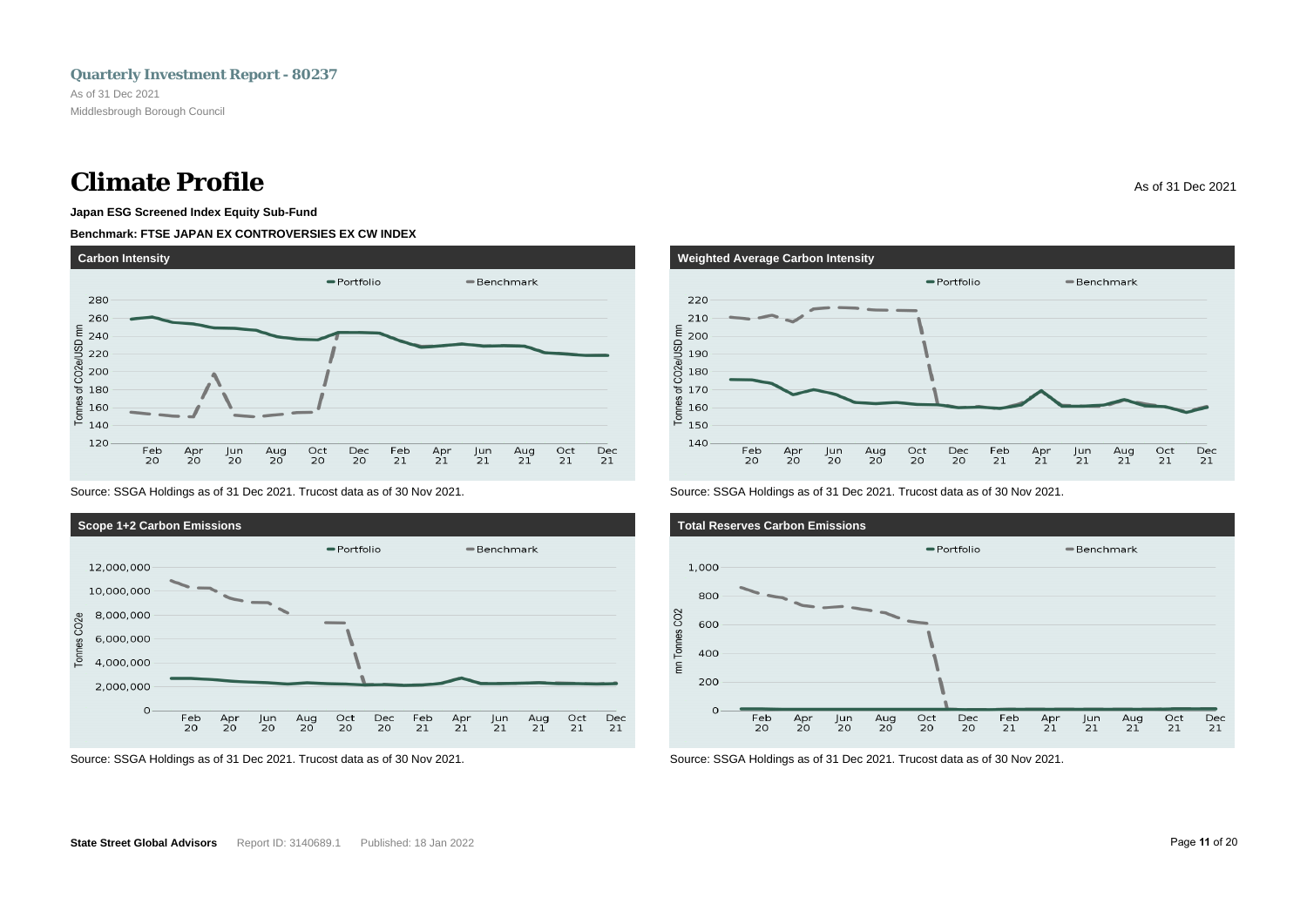# Climate Profile

As of 31 Dec 2021

**Japan ESG Screened Index Equity Sub-Fund**

**Benchmark: FTSE JAPAN EX CONTROVERSIES EX CW INDEX**

### Carbon Intensity

Portfolio | Benchmark

Tonnes of CO2e/USD mn

Source: SSGA Holdings as of 31 Dec 2021. Trucost data as of 30 Nov 2021.

### Weighted Average Carbon Intensity

Portfolio | Benchmark

Tonnes of CO2e/USD mn

Source: SSGA Holdings as of 31 Dec 2021. Trucost data as of 30 Nov 2021.

### Scope 1+2 Carbon Emissions

Portfolio | Benchmark

Tonnes CO2e

Source: SSGA Holdings as of 31 Dec 2021. Trucost data as of 30 Nov 2021.

### Total Reserves Carbon Emissions

Portfolio | Benchmark

mn Tonnes CO2

Source: SSGA Holdings as of 31 Dec 2021. Trucost data as of 30 Nov 2021.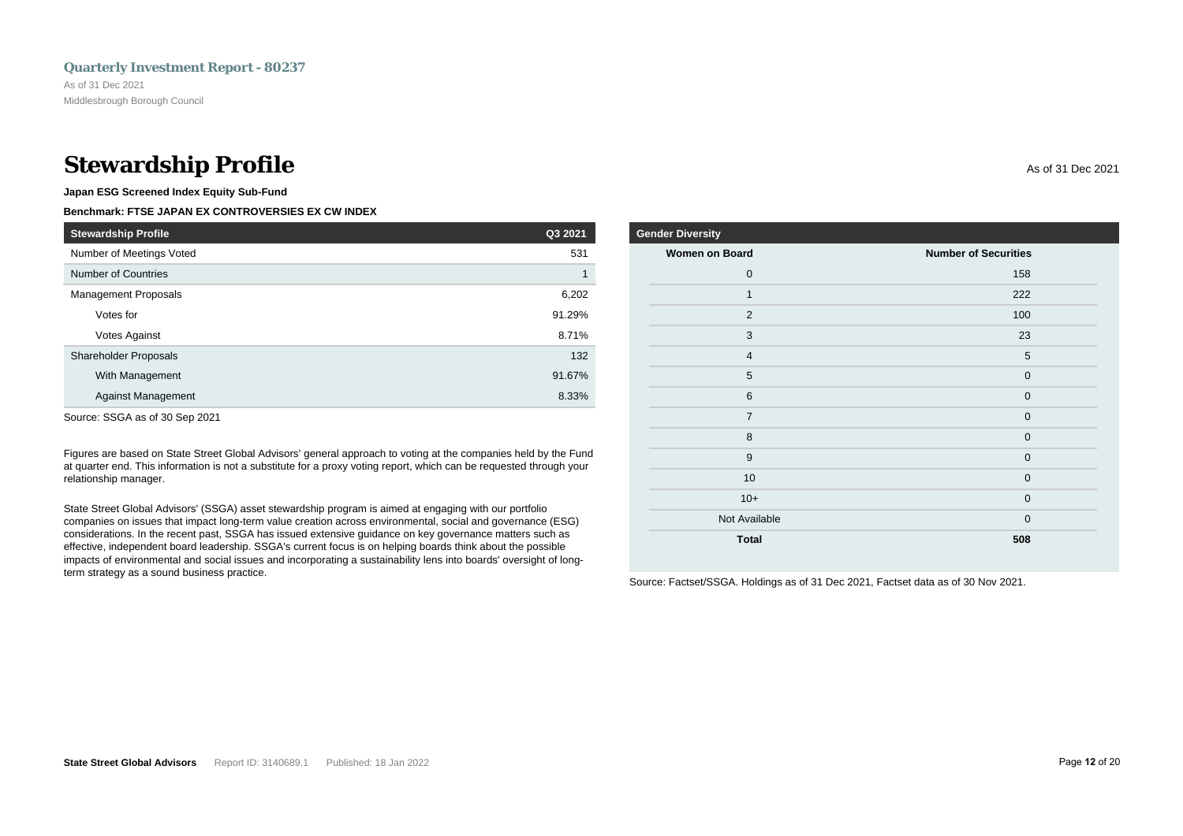# Stewardship Profile

As of 31 Dec 2021

**Japan ESG Screened Index Equity Sub-Fund**

**Benchmark: FTSE JAPAN EX CONTROVERSIES EX CW INDEX**

| Stewardship Profile | Q3 2021 |
|---|---|
| Number of Meetings Voted | 531 |
| Number of Countries | 1 |
| Management Proposals | 6,202 |
| Votes for | 91.29% |
| Votes Against | 8.71% |
| Shareholder Proposals | 132 |
| With Management | 91.67% |
| Against Management | 8.33% |

Source: SSGA as of 30 Sep 2021

Figures are based on State Street Global Advisors' general approach to voting at the companies held by the Fund at quarter end. This information is not a substitute for a proxy voting report, which can be requested through your relationship manager.

State Street Global Advisors' (SSGA) asset stewardship program is aimed at engaging with our portfolio companies on issues that impact long-term value creation across environmental, social and governance (ESG) considerations. In the recent past, SSGA has issued extensive guidance on key governance matters such as effective, independent board leadership. SSGA's current focus is on helping boards think about the possible impacts of environmental and social issues and incorporating a sustainability lens into boards' oversight of long-term strategy as a sound business practice.

**Gender Diversity**

| Women on Board | Number of Securities |
|---|---|
| 0 | 158 |
| 1 | 222 |
| 2 | 100 |
| 3 | 23 |
| 4 | 5 |
| 5 | 0 |
| 6 | 0 |
| 7 | 0 |
| 8 | 0 |
| 9 | 0 |
| 10 | 0 |
| 10+ | 0 |
| Not Available | 0 |
| **Total** | **508** |

Source: Factset/SSGA. Holdings as of 31 Dec 2021, Factset data as of 30 Nov 2021.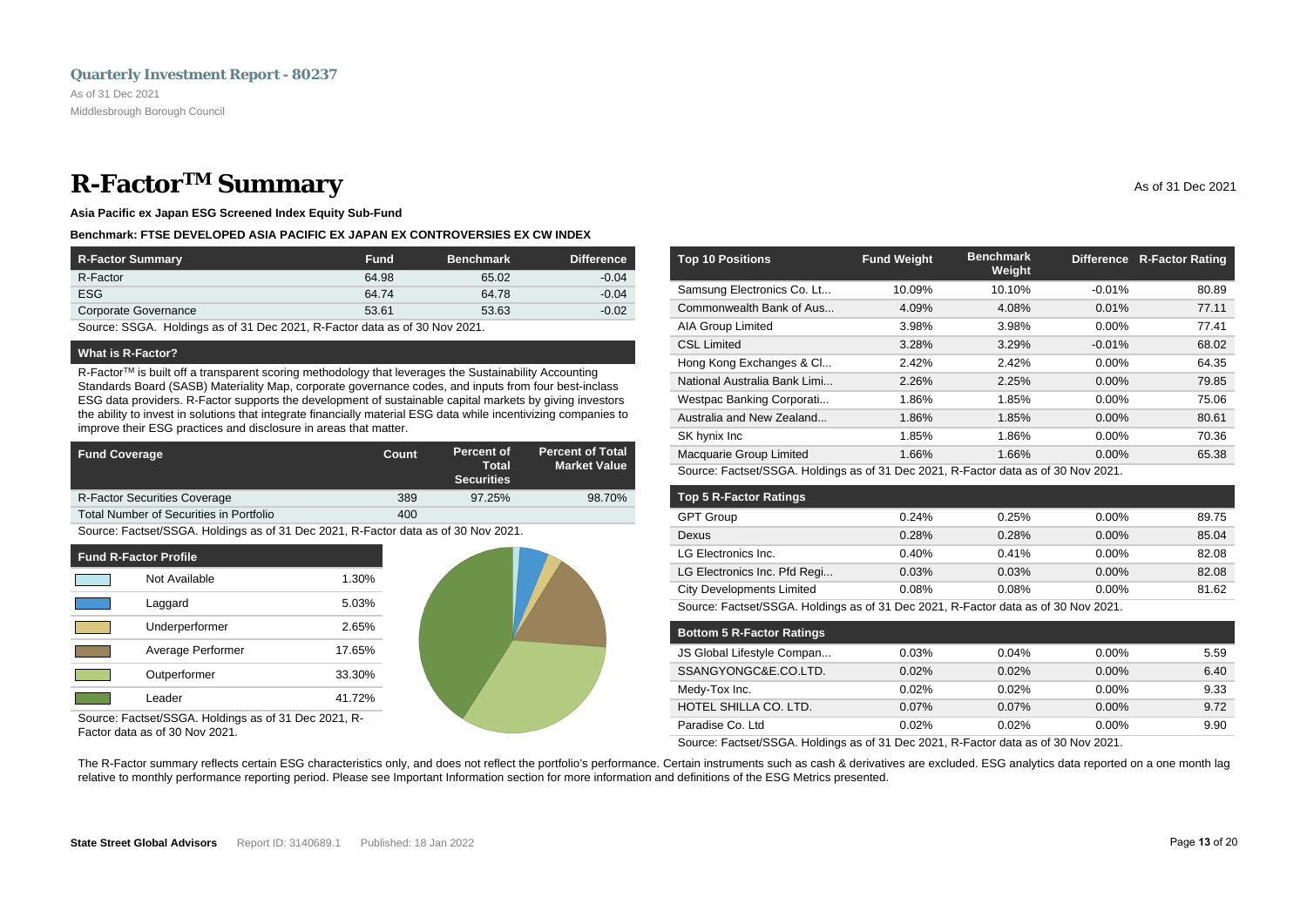Quarterly Investment Report - 80237

As of 31 Dec 2021

Middlesbrough Borough Council

# R-Factor™ Summary

As of 31 Dec 2021

**Asia Pacific ex Japan ESG Screened Index Equity Sub-Fund**

**Benchmark: FTSE DEVELOPED ASIA PACIFIC EX JAPAN EX CONTROVERSIES EX CW INDEX**

| R-Factor Summary | Fund | Benchmark | Difference |
|---|---|---|---|
| R-Factor | 64.98 | 65.02 | -0.04 |
| ESG | 64.74 | 64.78 | -0.04 |
| Corporate Governance | 53.61 | 53.63 | -0.02 |

Source: SSGA. Holdings as of 31 Dec 2021, R-Factor data as of 30 Nov 2021.

### What is R-Factor?

R-Factor™ is built off a transparent scoring methodology that leverages the Sustainability Accounting Standards Board (SASB) Materiality Map, corporate governance codes, and inputs from four best-inclass ESG data providers. R-Factor supports the development of sustainable capital markets by giving investors the ability to invest in solutions that integrate financially material ESG data while incentivizing companies to improve their ESG practices and disclosure in areas that matter.

| Fund Coverage | Count | Percent of Total Securities | Percent of Total Market Value |
|---|---|---|---|
| R-Factor Securities Coverage | 389 | 97.25% | 98.70% |
| Total Number of Securities in Portfolio | 400 | | |

Source: Factset/SSGA. Holdings as of 31 Dec 2021, R-Factor data as of 30 Nov 2021.

| Fund R-Factor Profile | |
|---|---|
| Not Available | 1.30% |
| Laggard | 5.03% |
| Underperformer | 2.65% |
| Average Performer | 17.65% |
| Outperformer | 33.30% |
| Leader | 41.72% |

Source: Factset/SSGA. Holdings as of 31 Dec 2021, R-Factor data as of 30 Nov 2021.

| Top 10 Positions | Fund Weight | Benchmark Weight | Difference | R-Factor Rating |
|---|---|---|---|---|
| Samsung Electronics Co. Lt... | 10.09% | 10.10% | -0.01% | 80.89 |
| Commonwealth Bank of Aus... | 4.09% | 4.08% | 0.01% | 77.11 |
| AIA Group Limited | 3.98% | 3.98% | 0.00% | 77.41 |
| CSL Limited | 3.28% | 3.29% | -0.01% | 68.02 |
| Hong Kong Exchanges & Cl... | 2.42% | 2.42% | 0.00% | 64.35 |
| National Australia Bank Limi... | 2.26% | 2.25% | 0.00% | 79.85 |
| Westpac Banking Corporati... | 1.86% | 1.85% | 0.00% | 75.06 |
| Australia and New Zealand... | 1.86% | 1.85% | 0.00% | 80.61 |
| SK hynix Inc | 1.85% | 1.86% | 0.00% | 70.36 |
| Macquarie Group Limited | 1.66% | 1.66% | 0.00% | 65.38 |

Source: Factset/SSGA. Holdings as of 31 Dec 2021, R-Factor data as of 30 Nov 2021.

| Top 5 R-Factor Ratings | Fund Weight | Benchmark Weight | Difference | R-Factor Rating |
|---|---|---|---|---|
| GPT Group | 0.24% | 0.25% | 0.00% | 89.75 |
| Dexus | 0.28% | 0.28% | 0.00% | 85.04 |
| LG Electronics Inc. | 0.40% | 0.41% | 0.00% | 82.08 |
| LG Electronics Inc. Pfd Regi... | 0.03% | 0.03% | 0.00% | 82.08 |
| City Developments Limited | 0.08% | 0.08% | 0.00% | 81.62 |

Source: Factset/SSGA. Holdings as of 31 Dec 2021, R-Factor data as of 30 Nov 2021.

| Bottom 5 R-Factor Ratings | Fund Weight | Benchmark Weight | Difference | R-Factor Rating |
|---|---|---|---|---|
| JS Global Lifestyle Compan... | 0.03% | 0.04% | 0.00% | 5.59 |
| SSANGYONGC&E.CO.LTD. | 0.02% | 0.02% | 0.00% | 6.40 |
| Medy-Tox Inc. | 0.02% | 0.02% | 0.00% | 9.33 |
| HOTEL SHILLA CO. LTD. | 0.07% | 0.07% | 0.00% | 9.72 |
| Paradise Co. Ltd | 0.02% | 0.02% | 0.00% | 9.90 |

Source: Factset/SSGA. Holdings as of 31 Dec 2021, R-Factor data as of 30 Nov 2021.

The R-Factor summary reflects certain ESG characteristics only, and does not reflect the portfolio's performance. Certain instruments such as cash & derivatives are excluded. ESG analytics data reported on a one month lag relative to monthly performance reporting period. Please see Important Information section for more information and definitions of the ESG Metrics presented.

State Street Global Advisors Report ID: 3140689.1 Published: 18 Jan 2022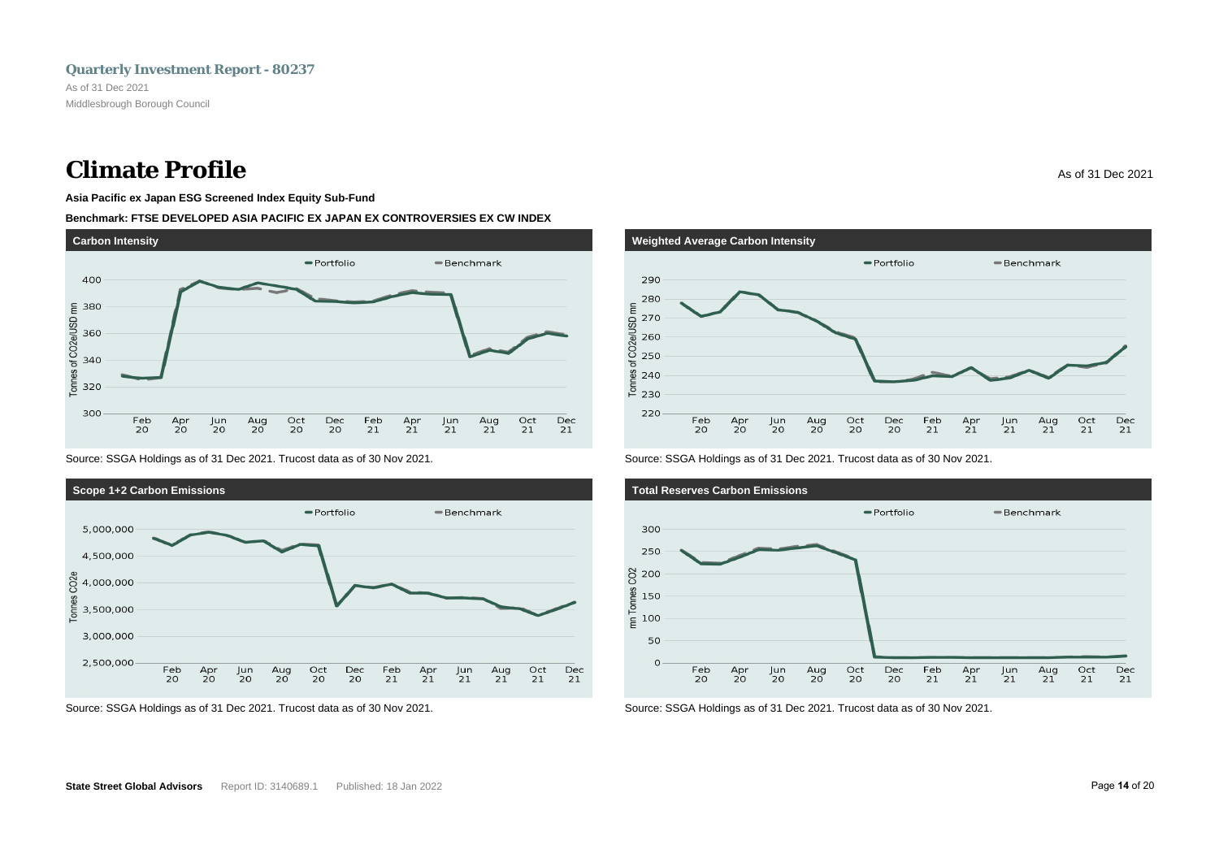# Climate Profile

As of 31 Dec 2021

**Asia Pacific ex Japan ESG Screened Index Equity Sub-Fund**

**Benchmark: FTSE DEVELOPED ASIA PACIFIC EX JAPAN EX CONTROVERSIES EX CW INDEX**

### Carbon Intensity

Source: SSGA Holdings as of 31 Dec 2021. Trucost data as of 30 Nov 2021.

### Weighted Average Carbon Intensity

Source: SSGA Holdings as of 31 Dec 2021. Trucost data as of 30 Nov 2021.

### Scope 1+2 Carbon Emissions

Source: SSGA Holdings as of 31 Dec 2021. Trucost data as of 30 Nov 2021.

### Total Reserves Carbon Emissions

Source: SSGA Holdings as of 31 Dec 2021. Trucost data as of 30 Nov 2021.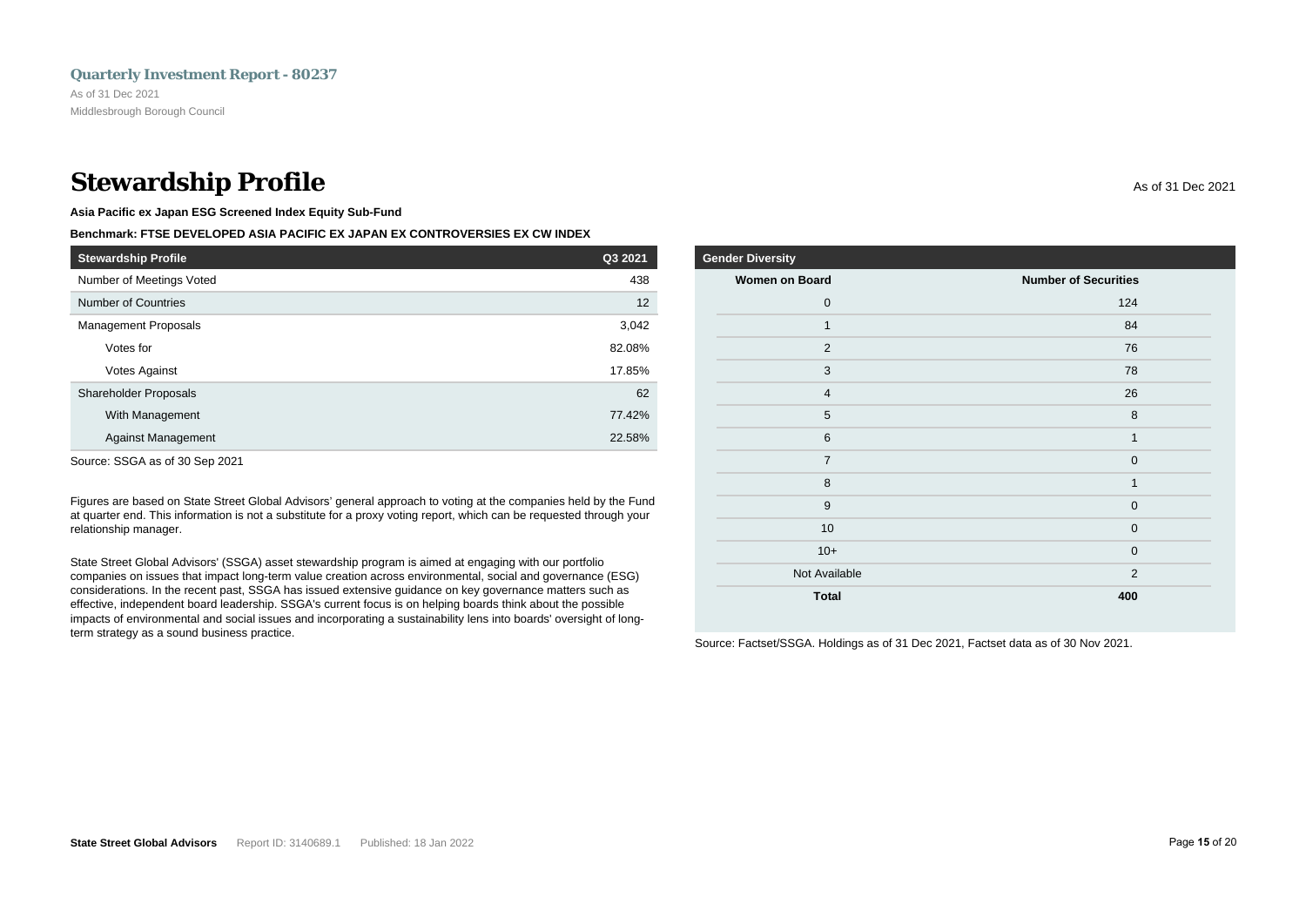# Stewardship Profile

As of 31 Dec 2021

**Asia Pacific ex Japan ESG Screened Index Equity Sub-Fund**

**Benchmark: FTSE DEVELOPED ASIA PACIFIC EX JAPAN EX CONTROVERSIES EX CW INDEX**

| Stewardship Profile | Q3 2021 |
|---|---|
| Number of Meetings Voted | 438 |
| Number of Countries | 12 |
| Management Proposals | 3,042 |
| Votes for | 82.08% |
| Votes Against | 17.85% |
| Shareholder Proposals | 62 |
| With Management | 77.42% |
| Against Management | 22.58% |

Source: SSGA as of 30 Sep 2021

Figures are based on State Street Global Advisors' general approach to voting at the companies held by the Fund at quarter end. This information is not a substitute for a proxy voting report, which can be requested through your relationship manager.

State Street Global Advisors' (SSGA) asset stewardship program is aimed at engaging with our portfolio companies on issues that impact long-term value creation across environmental, social and governance (ESG) considerations. In the recent past, SSGA has issued extensive guidance on key governance matters such as effective, independent board leadership. SSGA's current focus is on helping boards think about the possible impacts of environmental and social issues and incorporating a sustainability lens into boards' oversight of long-term strategy as a sound business practice.

**Gender Diversity**

| Women on Board | Number of Securities |
|---|---|
| 0 | 124 |
| 1 | 84 |
| 2 | 76 |
| 3 | 78 |
| 4 | 26 |
| 5 | 8 |
| 6 | 1 |
| 7 | 0 |
| 8 | 1 |
| 9 | 0 |
| 10 | 0 |
| 10+ | 0 |
| Not Available | 2 |
| **Total** | **400** |

Source: Factset/SSGA. Holdings as of 31 Dec 2021, Factset data as of 30 Nov 2021.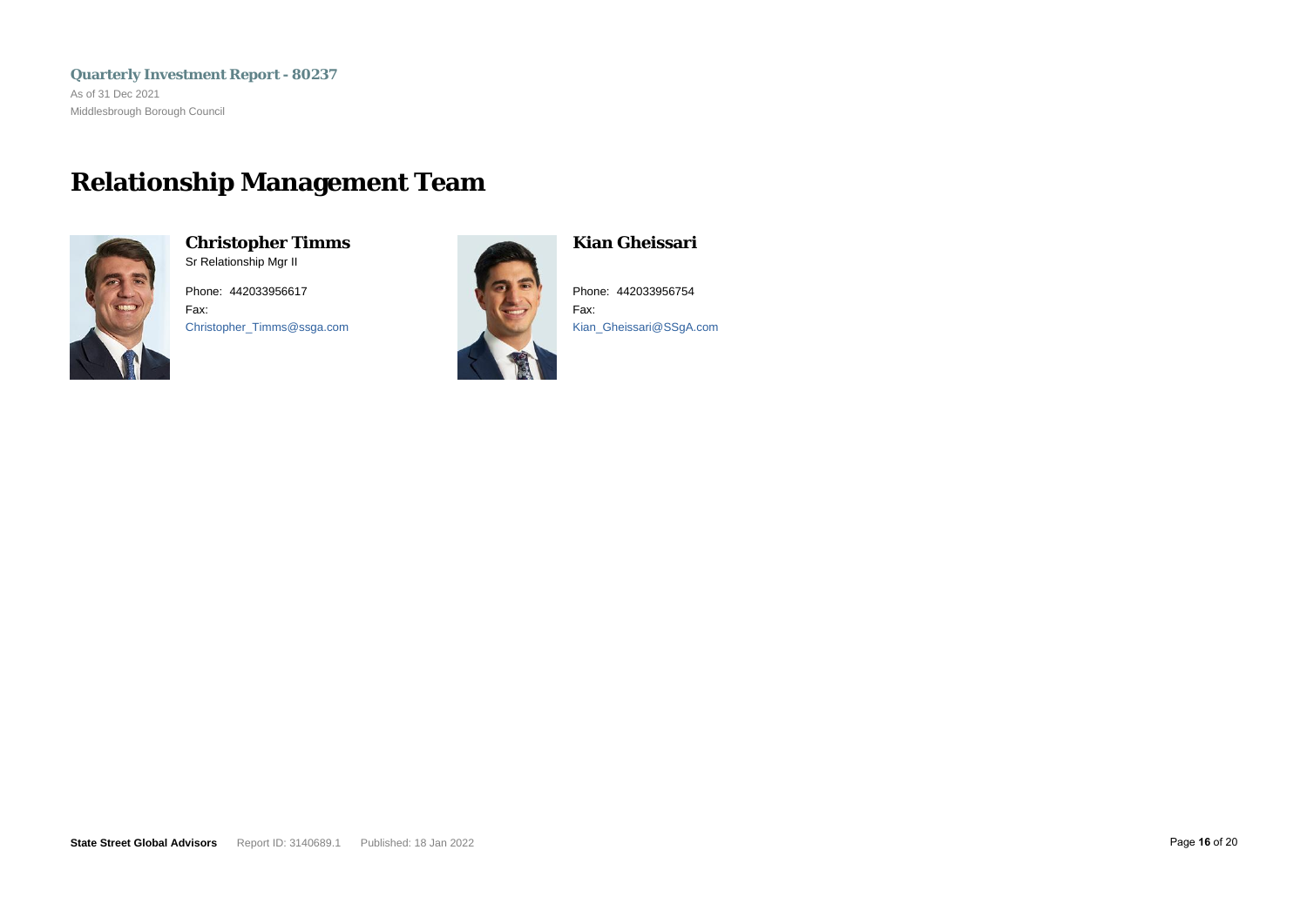# Relationship Management Team

### Christopher Timms

Sr Relationship Mgr II

Phone: 442033956617

Fax:

Christopher_Timms@ssga.com

### Kian Gheissari

Phone: 442033956754

Fax:

Kian_Gheissari@SSgA.com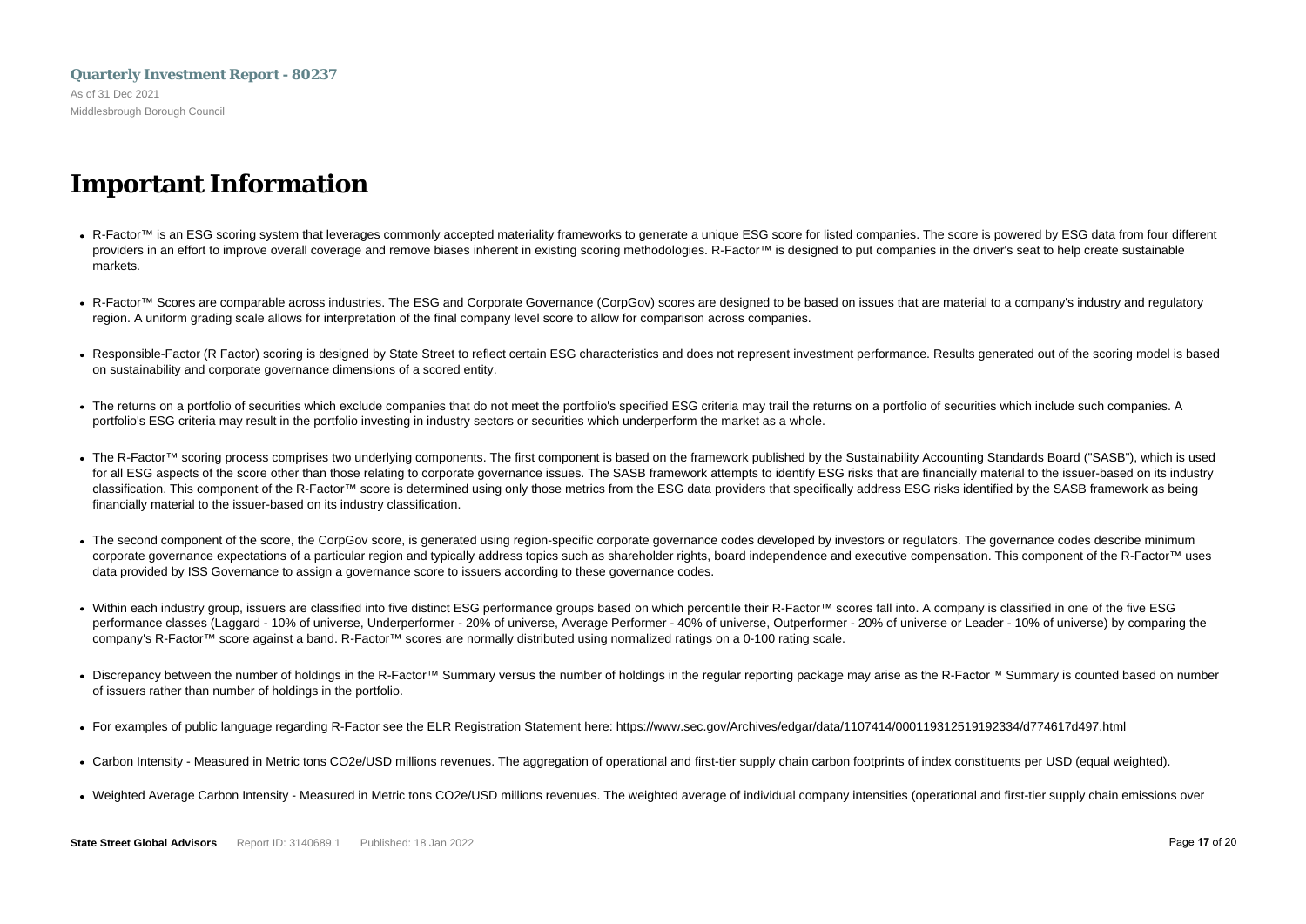# Important Information

- R-Factor™ is an ESG scoring system that leverages commonly accepted materiality frameworks to generate a unique ESG score for listed companies. The score is powered by ESG data from four different providers in an effort to improve overall coverage and remove biases inherent in existing scoring methodologies. R-Factor™ is designed to put companies in the driver's seat to help create sustainable markets.

- R-Factor™ Scores are comparable across industries. The ESG and Corporate Governance (CorpGov) scores are designed to be based on issues that are material to a company's industry and regulatory region. A uniform grading scale allows for interpretation of the final company level score to allow for comparison across companies.

- Responsible-Factor (R Factor) scoring is designed by State Street to reflect certain ESG characteristics and does not represent investment performance. Results generated out of the scoring model is based on sustainability and corporate governance dimensions of a scored entity.

- The returns on a portfolio of securities which exclude companies that do not meet the portfolio's specified ESG criteria may trail the returns on a portfolio of securities which include such companies. A portfolio's ESG criteria may result in the portfolio investing in industry sectors or securities which underperform the market as a whole.

- The R-Factor™ scoring process comprises two underlying components. The first component is based on the framework published by the Sustainability Accounting Standards Board ("SASB"), which is used for all ESG aspects of the score other than those relating to corporate governance issues. The SASB framework attempts to identify ESG risks that are financially material to the issuer-based on its industry classification. This component of the R-Factor™ score is determined using only those metrics from the ESG data providers that specifically address ESG risks identified by the SASB framework as being financially material to the issuer-based on its industry classification.

- The second component of the score, the CorpGov score, is generated using region-specific corporate governance codes developed by investors or regulators. The governance codes describe minimum corporate governance expectations of a particular region and typically address topics such as shareholder rights, board independence and executive compensation. This component of the R-Factor™ uses data provided by ISS Governance to assign a governance score to issuers according to these governance codes.

- Within each industry group, issuers are classified into five distinct ESG performance groups based on which percentile their R-Factor™ scores fall into. A company is classified in one of the five ESG performance classes (Laggard - 10% of universe, Underperformer - 20% of universe, Average Performer - 40% of universe, Outperformer - 20% of universe or Leader - 10% of universe) by comparing the company's R-Factor™ score against a band. R-Factor™ scores are normally distributed using normalized ratings on a 0-100 rating scale.

- Discrepancy between the number of holdings in the R-Factor™ Summary versus the number of holdings in the regular reporting package may arise as the R-Factor™ Summary is counted based on number of issuers rather than number of holdings in the portfolio.

- For examples of public language regarding R-Factor see the ELR Registration Statement here: https://www.sec.gov/Archives/edgar/data/1107414/000119312519192334/d774617d497.html

- Carbon Intensity - Measured in Metric tons CO2e/USD millions revenues. The aggregation of operational and first-tier supply chain carbon footprints of index constituents per USD (equal weighted).

- Weighted Average Carbon Intensity - Measured in Metric tons CO2e/USD millions revenues. The weighted average of individual company intensities (operational and first-tier supply chain emissions over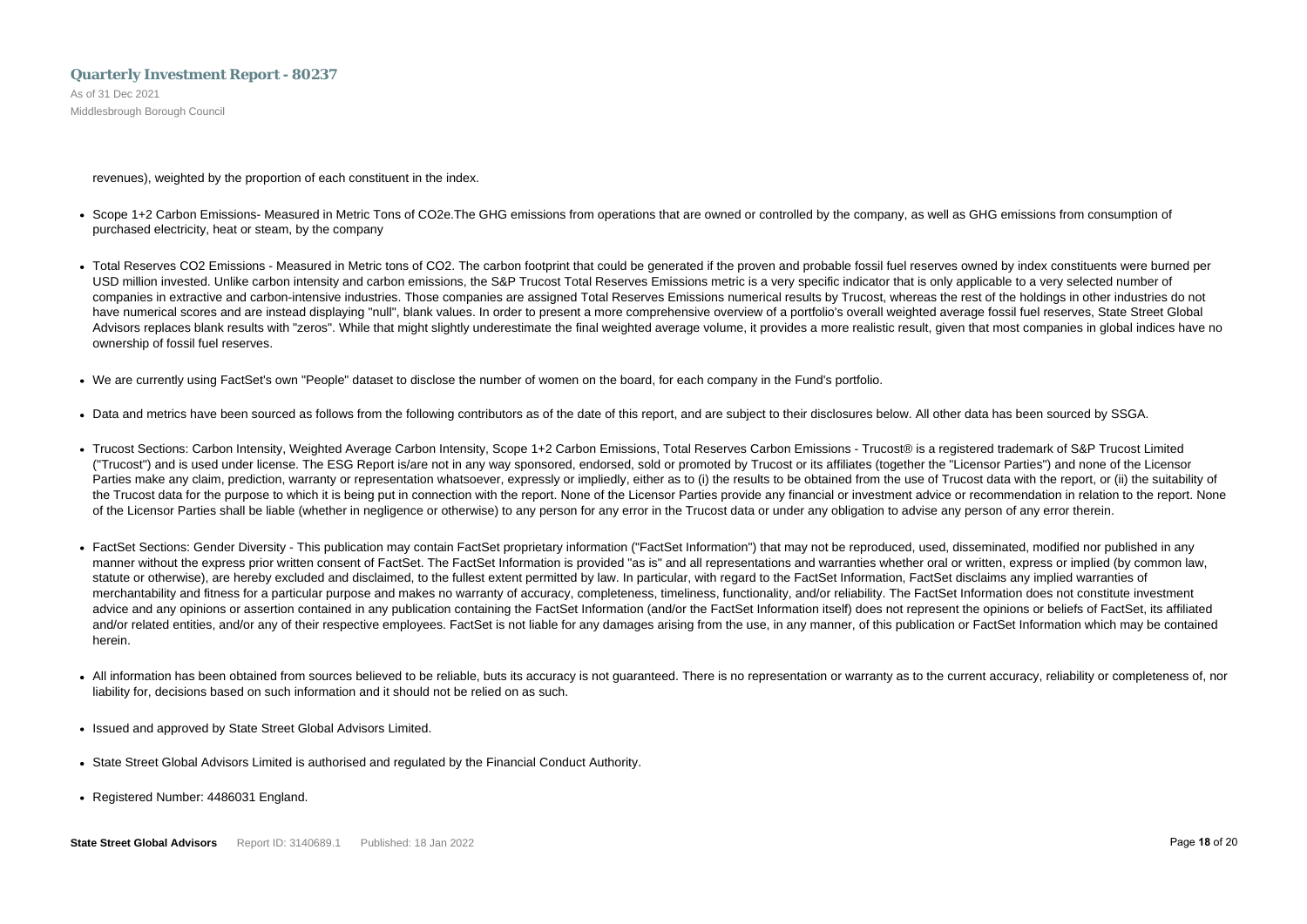revenues), weighted by the proportion of each constituent in the index.

- Scope 1+2 Carbon Emissions- Measured in Metric Tons of CO2e.The GHG emissions from operations that are owned or controlled by the company, as well as GHG emissions from consumption of purchased electricity, heat or steam, by the company
- Total Reserves CO2 Emissions - Measured in Metric tons of CO2. The carbon footprint that could be generated if the proven and probable fossil fuel reserves owned by index constituents were burned per USD million invested. Unlike carbon intensity and carbon emissions, the S&P Trucost Total Reserves Emissions metric is a very specific indicator that is only applicable to a very selected number of companies in extractive and carbon-intensive industries. Those companies are assigned Total Reserves Emissions numerical results by Trucost, whereas the rest of the holdings in other industries do not have numerical scores and are instead displaying "null", blank values. In order to present a more comprehensive overview of a portfolio's overall weighted average fossil fuel reserves, State Street Global Advisors replaces blank results with "zeros". While that might slightly underestimate the final weighted average volume, it provides a more realistic result, given that most companies in global indices have no ownership of fossil fuel reserves.
- We are currently using FactSet's own "People" dataset to disclose the number of women on the board, for each company in the Fund's portfolio.
- Data and metrics have been sourced as follows from the following contributors as of the date of this report, and are subject to their disclosures below. All other data has been sourced by SSGA.
- Trucost Sections: Carbon Intensity, Weighted Average Carbon Intensity, Scope 1+2 Carbon Emissions, Total Reserves Carbon Emissions - Trucost® is a registered trademark of S&P Trucost Limited ("Trucost") and is used under license. The ESG Report is/are not in any way sponsored, endorsed, sold or promoted by Trucost or its affiliates (together the "Licensor Parties") and none of the Licensor Parties make any claim, prediction, warranty or representation whatsoever, expressly or impliedly, either as to (i) the results to be obtained from the use of Trucost data with the report, or (ii) the suitability of the Trucost data for the purpose to which it is being put in connection with the report. None of the Licensor Parties provide any financial or investment advice or recommendation in relation to the report. None of the Licensor Parties shall be liable (whether in negligence or otherwise) to any person for any error in the Trucost data or under any obligation to advise any person of any error therein.
- FactSet Sections: Gender Diversity - This publication may contain FactSet proprietary information ("FactSet Information") that may not be reproduced, used, disseminated, modified nor published in any manner without the express prior written consent of FactSet. The FactSet Information is provided "as is" and all representations and warranties whether oral or written, express or implied (by common law, statute or otherwise), are hereby excluded and disclaimed, to the fullest extent permitted by law. In particular, with regard to the FactSet Information, FactSet disclaims any implied warranties of merchantability and fitness for a particular purpose and makes no warranty of accuracy, completeness, timeliness, functionality, and/or reliability. The FactSet Information does not constitute investment advice and any opinions or assertion contained in any publication containing the FactSet Information (and/or the FactSet Information itself) does not represent the opinions or beliefs of FactSet, its affiliated and/or related entities, and/or any of their respective employees. FactSet is not liable for any damages arising from the use, in any manner, of this publication or FactSet Information which may be contained herein.
- All information has been obtained from sources believed to be reliable, buts its accuracy is not guaranteed. There is no representation or warranty as to the current accuracy, reliability or completeness of, nor liability for, decisions based on such information and it should not be relied on as such.
- Issued and approved by State Street Global Advisors Limited.
- State Street Global Advisors Limited is authorised and regulated by the Financial Conduct Authority.
- Registered Number: 4486031 England.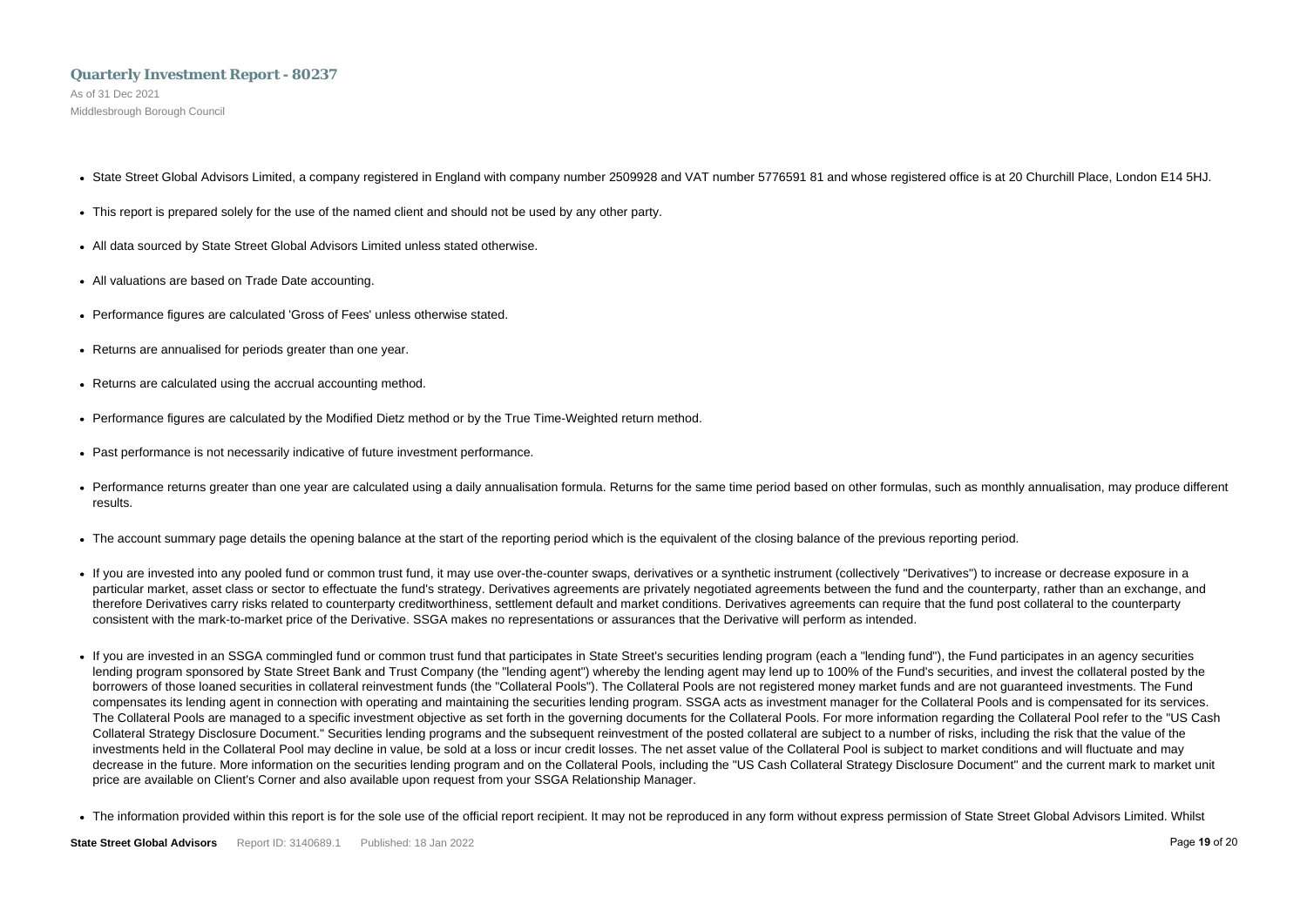- State Street Global Advisors Limited, a company registered in England with company number 2509928 and VAT number 5776591 81 and whose registered office is at 20 Churchill Place, London E14 5HJ.
- This report is prepared solely for the use of the named client and should not be used by any other party.
- All data sourced by State Street Global Advisors Limited unless stated otherwise.
- All valuations are based on Trade Date accounting.
- Performance figures are calculated 'Gross of Fees' unless otherwise stated.
- Returns are annualised for periods greater than one year.
- Returns are calculated using the accrual accounting method.
- Performance figures are calculated by the Modified Dietz method or by the True Time-Weighted return method.
- Past performance is not necessarily indicative of future investment performance.
- Performance returns greater than one year are calculated using a daily annualisation formula. Returns for the same time period based on other formulas, such as monthly annualisation, may produce different results.
- The account summary page details the opening balance at the start of the reporting period which is the equivalent of the closing balance of the previous reporting period.
- If you are invested into any pooled fund or common trust fund, it may use over-the-counter swaps, derivatives or a synthetic instrument (collectively "Derivatives") to increase or decrease exposure in a particular market, asset class or sector to effectuate the fund's strategy. Derivatives agreements are privately negotiated agreements between the fund and the counterparty, rather than an exchange, and therefore Derivatives carry risks related to counterparty creditworthiness, settlement default and market conditions. Derivatives agreements can require that the fund post collateral to the counterparty consistent with the mark-to-market price of the Derivative. SSGA makes no representations or assurances that the Derivative will perform as intended.
- If you are invested in an SSGA commingled fund or common trust fund that participates in State Street's securities lending program (each a "lending fund"), the Fund participates in an agency securities lending program sponsored by State Street Bank and Trust Company (the "lending agent") whereby the lending agent may lend up to 100% of the Fund's securities, and invest the collateral posted by the borrowers of those loaned securities in collateral reinvestment funds (the "Collateral Pools"). The Collateral Pools are not registered money market funds and are not guaranteed investments. The Fund compensates its lending agent in connection with operating and maintaining the securities lending program. SSGA acts as investment manager for the Collateral Pools and is compensated for its services. The Collateral Pools are managed to a specific investment objective as set forth in the governing documents for the Collateral Pools. For more information regarding the Collateral Pool refer to the "US Cash Collateral Strategy Disclosure Document." Securities lending programs and the subsequent reinvestment of the posted collateral are subject to a number of risks, including the risk that the value of the investments held in the Collateral Pool may decline in value, be sold at a loss or incur credit losses. The net asset value of the Collateral Pool is subject to market conditions and will fluctuate and may decrease in the future. More information on the securities lending program and on the Collateral Pools, including the "US Cash Collateral Strategy Disclosure Document" and the current mark to market unit price are available on Client's Corner and also available upon request from your SSGA Relationship Manager.
- The information provided within this report is for the sole use of the official report recipient. It may not be reproduced in any form without express permission of State Street Global Advisors Limited. Whilst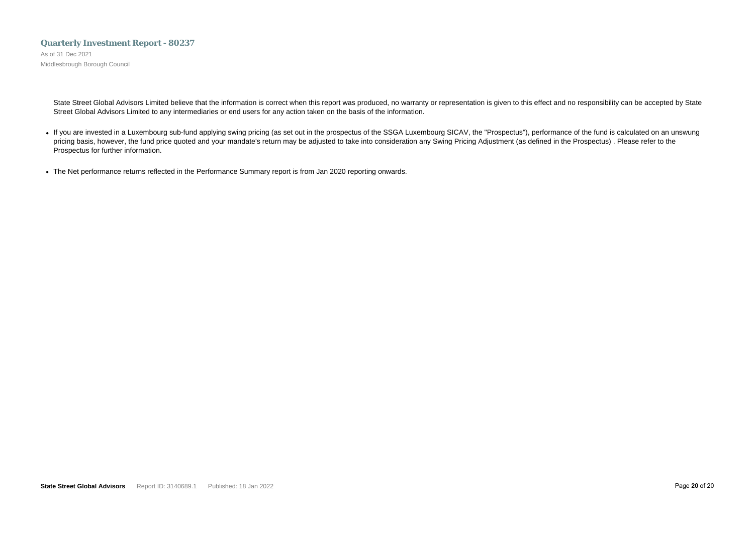State Street Global Advisors Limited believe that the information is correct when this report was produced, no warranty or representation is given to this effect and no responsibility can be accepted by State Street Global Advisors Limited to any intermediaries or end users for any action taken on the basis of the information.

- If you are invested in a Luxembourg sub-fund applying swing pricing (as set out in the prospectus of the SSGA Luxembourg SICAV, the "Prospectus"), performance of the fund is calculated on an unswung pricing basis, however, the fund price quoted and your mandate's return may be adjusted to take into consideration any Swing Pricing Adjustment (as defined in the Prospectus) . Please refer to the Prospectus for further information.

- The Net performance returns reflected in the Performance Summary report is from Jan 2020 reporting onwards.